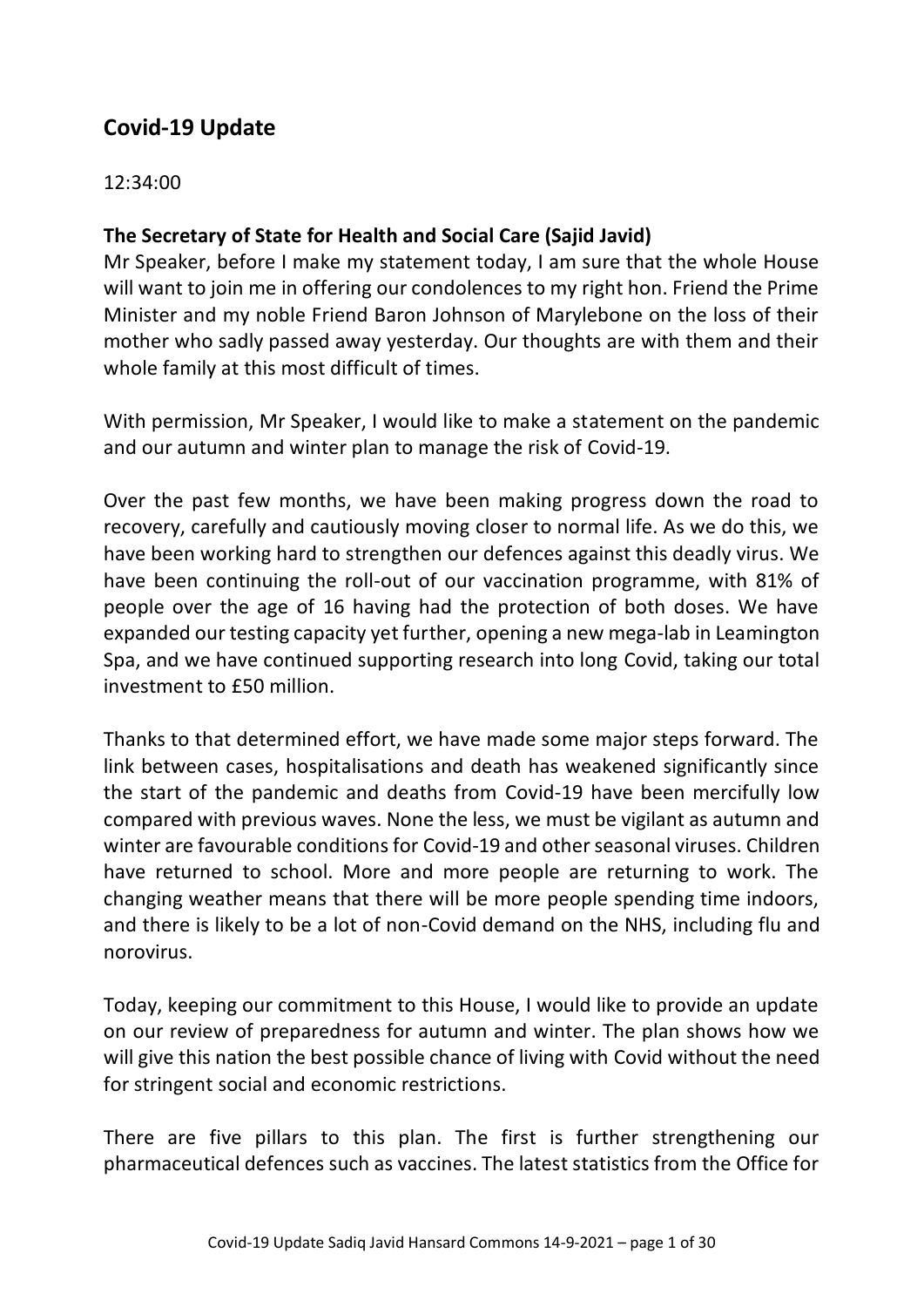## Covid-19 Update

12:34:00

**The Secretary of State for Health and Social Care (Sajid Javid)**
Mr Speaker, before I make my statement today, I am sure that the whole House will want to join me in offering our condolences to my right hon. Friend the Prime Minister and my noble Friend Baron Johnson of Marylebone on the loss of their mother who sadly passed away yesterday. Our thoughts are with them and their whole family at this most difficult of times.

With permission, Mr Speaker, I would like to make a statement on the pandemic and our autumn and winter plan to manage the risk of Covid-19.

Over the past few months, we have been making progress down the road to recovery, carefully and cautiously moving closer to normal life. As we do this, we have been working hard to strengthen our defences against this deadly virus. We have been continuing the roll-out of our vaccination programme, with 81% of people over the age of 16 having had the protection of both doses. We have expanded our testing capacity yet further, opening a new mega-lab in Leamington Spa, and we have continued supporting research into long Covid, taking our total investment to £50 million.

Thanks to that determined effort, we have made some major steps forward. The link between cases, hospitalisations and death has weakened significantly since the start of the pandemic and deaths from Covid-19 have been mercifully low compared with previous waves. None the less, we must be vigilant as autumn and winter are favourable conditions for Covid-19 and other seasonal viruses. Children have returned to school. More and more people are returning to work. The changing weather means that there will be more people spending time indoors, and there is likely to be a lot of non-Covid demand on the NHS, including flu and norovirus.

Today, keeping our commitment to this House, I would like to provide an update on our review of preparedness for autumn and winter. The plan shows how we will give this nation the best possible chance of living with Covid without the need for stringent social and economic restrictions.

There are five pillars to this plan. The first is further strengthening our pharmaceutical defences such as vaccines. The latest statistics from the Office for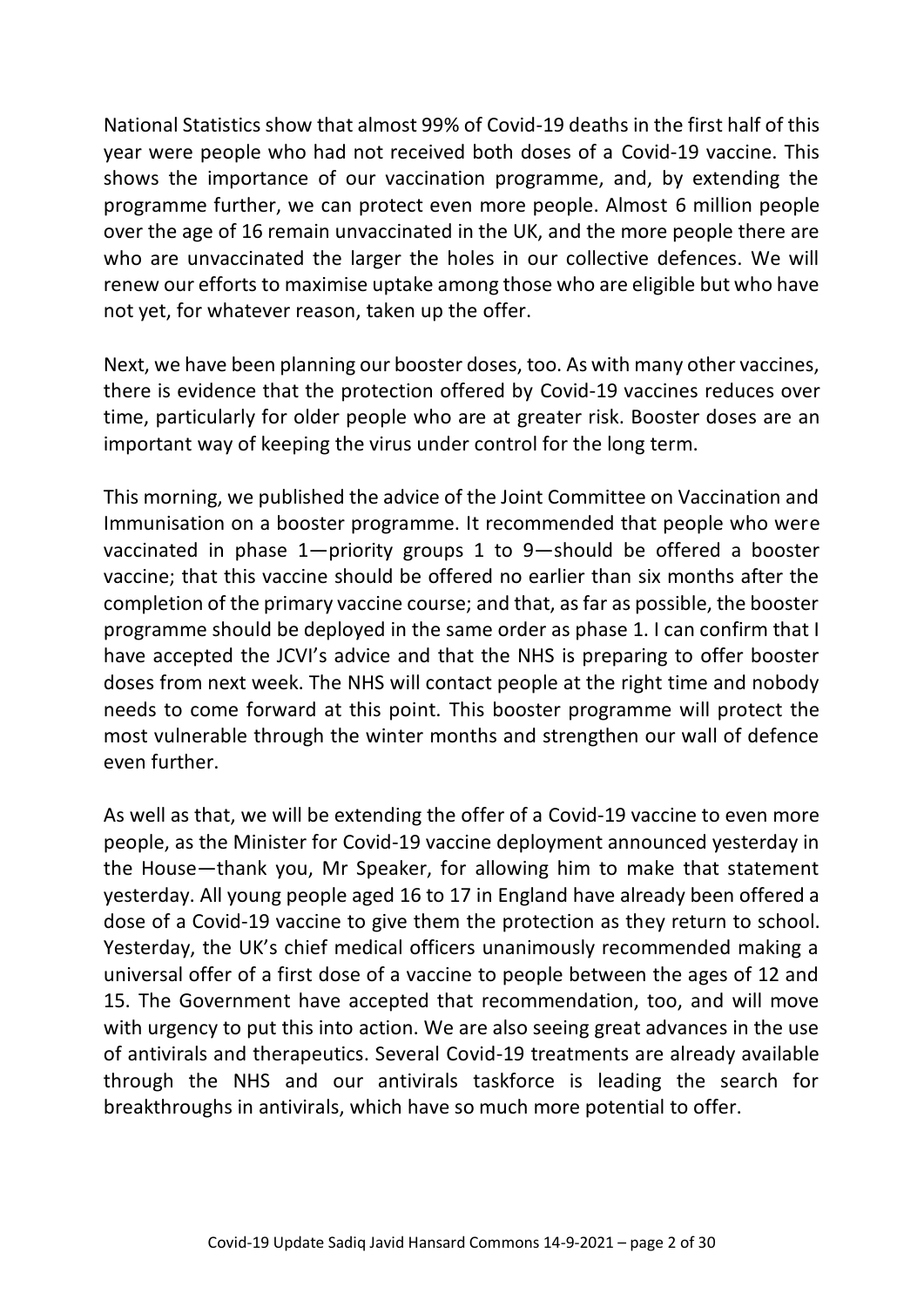National Statistics show that almost 99% of Covid-19 deaths in the first half of this year were people who had not received both doses of a Covid-19 vaccine. This shows the importance of our vaccination programme, and, by extending the programme further, we can protect even more people. Almost 6 million people over the age of 16 remain unvaccinated in the UK, and the more people there are who are unvaccinated the larger the holes in our collective defences. We will renew our efforts to maximise uptake among those who are eligible but who have not yet, for whatever reason, taken up the offer.

Next, we have been planning our booster doses, too. As with many other vaccines, there is evidence that the protection offered by Covid-19 vaccines reduces over time, particularly for older people who are at greater risk. Booster doses are an important way of keeping the virus under control for the long term.

This morning, we published the advice of the Joint Committee on Vaccination and Immunisation on a booster programme. It recommended that people who were vaccinated in phase 1—priority groups 1 to 9—should be offered a booster vaccine; that this vaccine should be offered no earlier than six months after the completion of the primary vaccine course; and that, as far as possible, the booster programme should be deployed in the same order as phase 1. I can confirm that I have accepted the JCVI's advice and that the NHS is preparing to offer booster doses from next week. The NHS will contact people at the right time and nobody needs to come forward at this point. This booster programme will protect the most vulnerable through the winter months and strengthen our wall of defence even further.

As well as that, we will be extending the offer of a Covid-19 vaccine to even more people, as the Minister for Covid-19 vaccine deployment announced yesterday in the House—thank you, Mr Speaker, for allowing him to make that statement yesterday. All young people aged 16 to 17 in England have already been offered a dose of a Covid-19 vaccine to give them the protection as they return to school. Yesterday, the UK's chief medical officers unanimously recommended making a universal offer of a first dose of a vaccine to people between the ages of 12 and 15. The Government have accepted that recommendation, too, and will move with urgency to put this into action. We are also seeing great advances in the use of antivirals and therapeutics. Several Covid-19 treatments are already available through the NHS and our antivirals taskforce is leading the search for breakthroughs in antivirals, which have so much more potential to offer.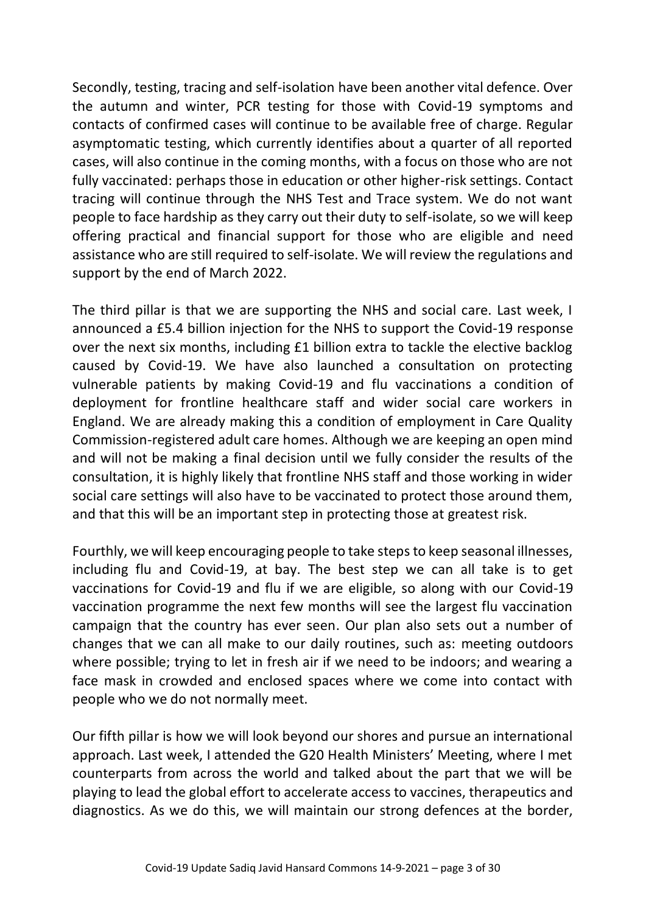Secondly, testing, tracing and self-isolation have been another vital defence. Over the autumn and winter, PCR testing for those with Covid-19 symptoms and contacts of confirmed cases will continue to be available free of charge. Regular asymptomatic testing, which currently identifies about a quarter of all reported cases, will also continue in the coming months, with a focus on those who are not fully vaccinated: perhaps those in education or other higher-risk settings. Contact tracing will continue through the NHS Test and Trace system. We do not want people to face hardship as they carry out their duty to self-isolate, so we will keep offering practical and financial support for those who are eligible and need assistance who are still required to self-isolate. We will review the regulations and support by the end of March 2022.

The third pillar is that we are supporting the NHS and social care. Last week, I announced a £5.4 billion injection for the NHS to support the Covid-19 response over the next six months, including £1 billion extra to tackle the elective backlog caused by Covid-19. We have also launched a consultation on protecting vulnerable patients by making Covid-19 and flu vaccinations a condition of deployment for frontline healthcare staff and wider social care workers in England. We are already making this a condition of employment in Care Quality Commission-registered adult care homes. Although we are keeping an open mind and will not be making a final decision until we fully consider the results of the consultation, it is highly likely that frontline NHS staff and those working in wider social care settings will also have to be vaccinated to protect those around them, and that this will be an important step in protecting those at greatest risk.

Fourthly, we will keep encouraging people to take steps to keep seasonal illnesses, including flu and Covid-19, at bay. The best step we can all take is to get vaccinations for Covid-19 and flu if we are eligible, so along with our Covid-19 vaccination programme the next few months will see the largest flu vaccination campaign that the country has ever seen. Our plan also sets out a number of changes that we can all make to our daily routines, such as: meeting outdoors where possible; trying to let in fresh air if we need to be indoors; and wearing a face mask in crowded and enclosed spaces where we come into contact with people who we do not normally meet.

Our fifth pillar is how we will look beyond our shores and pursue an international approach. Last week, I attended the G20 Health Ministers' Meeting, where I met counterparts from across the world and talked about the part that we will be playing to lead the global effort to accelerate access to vaccines, therapeutics and diagnostics. As we do this, we will maintain our strong defences at the border,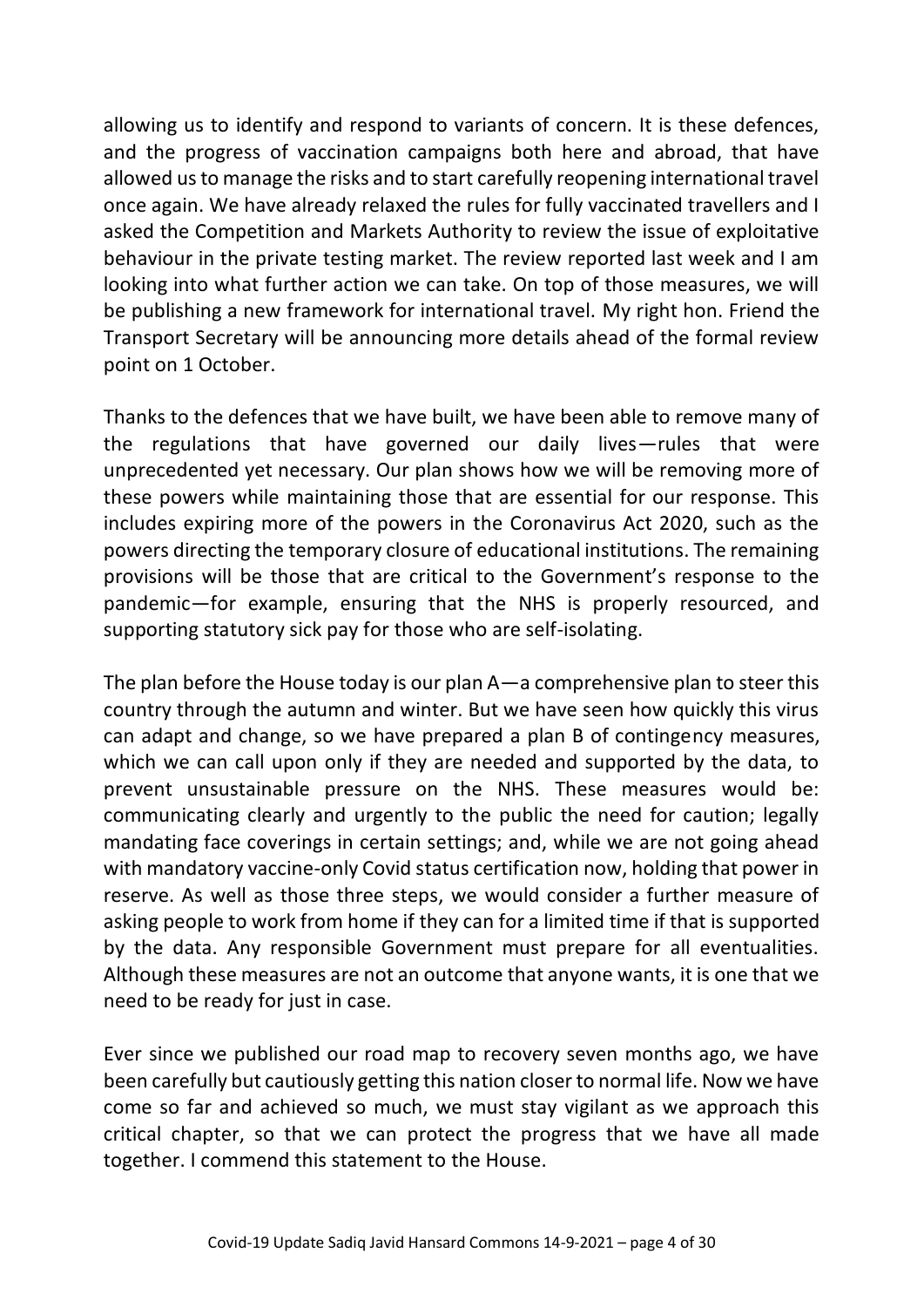allowing us to identify and respond to variants of concern. It is these defences, and the progress of vaccination campaigns both here and abroad, that have allowed us to manage the risks and to start carefully reopening international travel once again. We have already relaxed the rules for fully vaccinated travellers and I asked the Competition and Markets Authority to review the issue of exploitative behaviour in the private testing market. The review reported last week and I am looking into what further action we can take. On top of those measures, we will be publishing a new framework for international travel. My right hon. Friend the Transport Secretary will be announcing more details ahead of the formal review point on 1 October.

Thanks to the defences that we have built, we have been able to remove many of the regulations that have governed our daily lives—rules that were unprecedented yet necessary. Our plan shows how we will be removing more of these powers while maintaining those that are essential for our response. This includes expiring more of the powers in the Coronavirus Act 2020, such as the powers directing the temporary closure of educational institutions. The remaining provisions will be those that are critical to the Government's response to the pandemic—for example, ensuring that the NHS is properly resourced, and supporting statutory sick pay for those who are self-isolating.

The plan before the House today is our plan A—a comprehensive plan to steer this country through the autumn and winter. But we have seen how quickly this virus can adapt and change, so we have prepared a plan B of contingency measures, which we can call upon only if they are needed and supported by the data, to prevent unsustainable pressure on the NHS. These measures would be: communicating clearly and urgently to the public the need for caution; legally mandating face coverings in certain settings; and, while we are not going ahead with mandatory vaccine-only Covid status certification now, holding that power in reserve. As well as those three steps, we would consider a further measure of asking people to work from home if they can for a limited time if that is supported by the data. Any responsible Government must prepare for all eventualities. Although these measures are not an outcome that anyone wants, it is one that we need to be ready for just in case.

Ever since we published our road map to recovery seven months ago, we have been carefully but cautiously getting this nation closer to normal life. Now we have come so far and achieved so much, we must stay vigilant as we approach this critical chapter, so that we can protect the progress that we have all made together. I commend this statement to the House.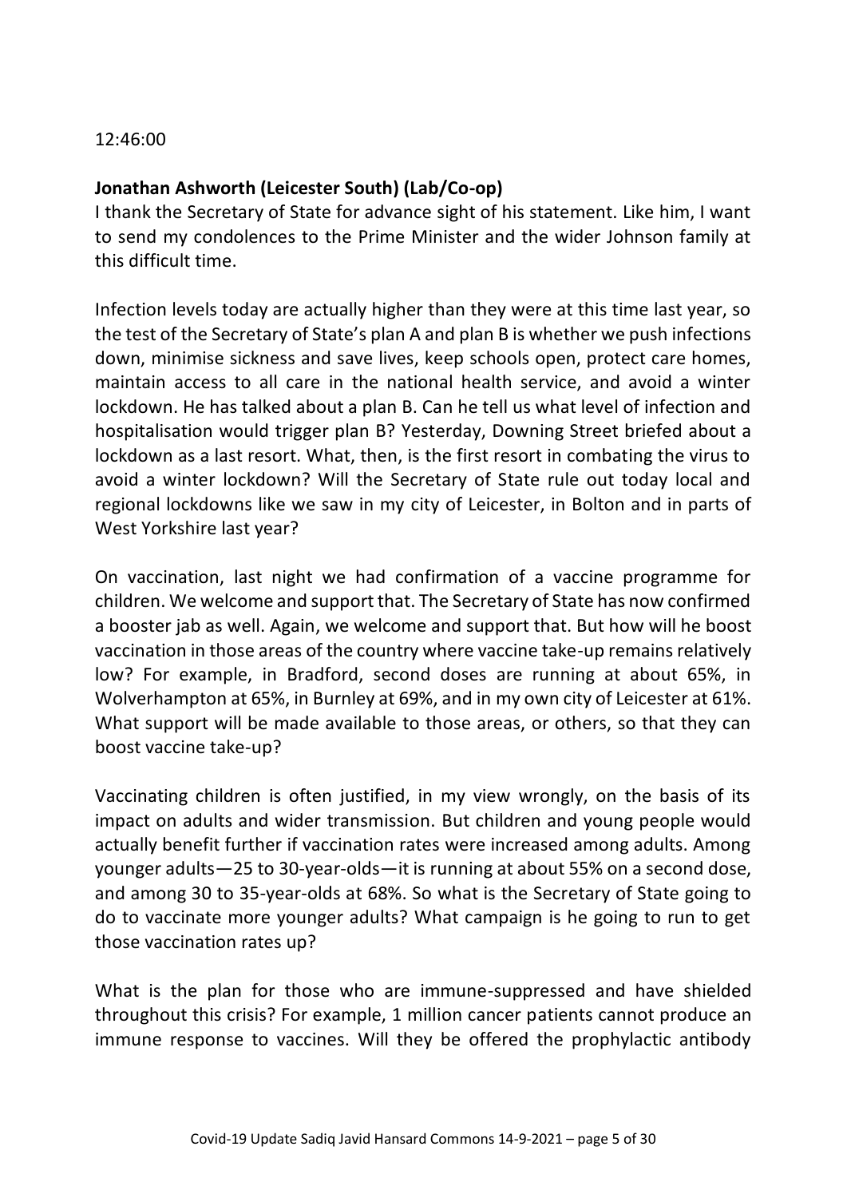12:46:00

**Jonathan Ashworth (Leicester South) (Lab/Co-op)**

I thank the Secretary of State for advance sight of his statement. Like him, I want to send my condolences to the Prime Minister and the wider Johnson family at this difficult time.

Infection levels today are actually higher than they were at this time last year, so the test of the Secretary of State's plan A and plan B is whether we push infections down, minimise sickness and save lives, keep schools open, protect care homes, maintain access to all care in the national health service, and avoid a winter lockdown. He has talked about a plan B. Can he tell us what level of infection and hospitalisation would trigger plan B? Yesterday, Downing Street briefed about a lockdown as a last resort. What, then, is the first resort in combating the virus to avoid a winter lockdown? Will the Secretary of State rule out today local and regional lockdowns like we saw in my city of Leicester, in Bolton and in parts of West Yorkshire last year?

On vaccination, last night we had confirmation of a vaccine programme for children. We welcome and support that. The Secretary of State has now confirmed a booster jab as well. Again, we welcome and support that. But how will he boost vaccination in those areas of the country where vaccine take-up remains relatively low? For example, in Bradford, second doses are running at about 65%, in Wolverhampton at 65%, in Burnley at 69%, and in my own city of Leicester at 61%. What support will be made available to those areas, or others, so that they can boost vaccine take-up?

Vaccinating children is often justified, in my view wrongly, on the basis of its impact on adults and wider transmission. But children and young people would actually benefit further if vaccination rates were increased among adults. Among younger adults—25 to 30-year-olds—it is running at about 55% on a second dose, and among 30 to 35-year-olds at 68%. So what is the Secretary of State going to do to vaccinate more younger adults? What campaign is he going to run to get those vaccination rates up?

What is the plan for those who are immune-suppressed and have shielded throughout this crisis? For example, 1 million cancer patients cannot produce an immune response to vaccines. Will they be offered the prophylactic antibody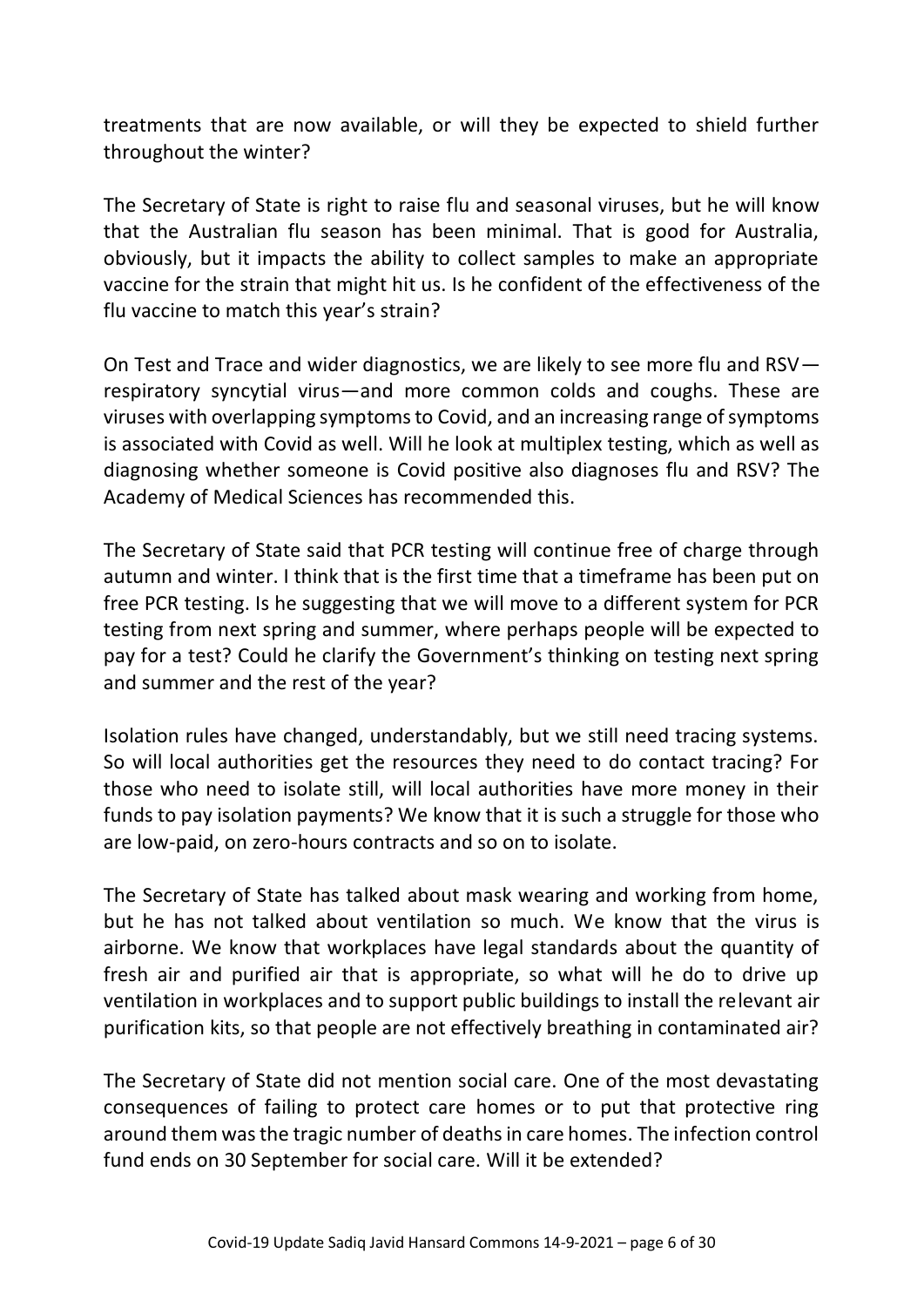treatments that are now available, or will they be expected to shield further throughout the winter?

The Secretary of State is right to raise flu and seasonal viruses, but he will know that the Australian flu season has been minimal. That is good for Australia, obviously, but it impacts the ability to collect samples to make an appropriate vaccine for the strain that might hit us. Is he confident of the effectiveness of the flu vaccine to match this year's strain?

On Test and Trace and wider diagnostics, we are likely to see more flu and RSV—respiratory syncytial virus—and more common colds and coughs. These are viruses with overlapping symptoms to Covid, and an increasing range of symptoms is associated with Covid as well. Will he look at multiplex testing, which as well as diagnosing whether someone is Covid positive also diagnoses flu and RSV? The Academy of Medical Sciences has recommended this.

The Secretary of State said that PCR testing will continue free of charge through autumn and winter. I think that is the first time that a timeframe has been put on free PCR testing. Is he suggesting that we will move to a different system for PCR testing from next spring and summer, where perhaps people will be expected to pay for a test? Could he clarify the Government's thinking on testing next spring and summer and the rest of the year?

Isolation rules have changed, understandably, but we still need tracing systems. So will local authorities get the resources they need to do contact tracing? For those who need to isolate still, will local authorities have more money in their funds to pay isolation payments? We know that it is such a struggle for those who are low-paid, on zero-hours contracts and so on to isolate.

The Secretary of State has talked about mask wearing and working from home, but he has not talked about ventilation so much. We know that the virus is airborne. We know that workplaces have legal standards about the quantity of fresh air and purified air that is appropriate, so what will he do to drive up ventilation in workplaces and to support public buildings to install the relevant air purification kits, so that people are not effectively breathing in contaminated air?

The Secretary of State did not mention social care. One of the most devastating consequences of failing to protect care homes or to put that protective ring around them was the tragic number of deaths in care homes. The infection control fund ends on 30 September for social care. Will it be extended?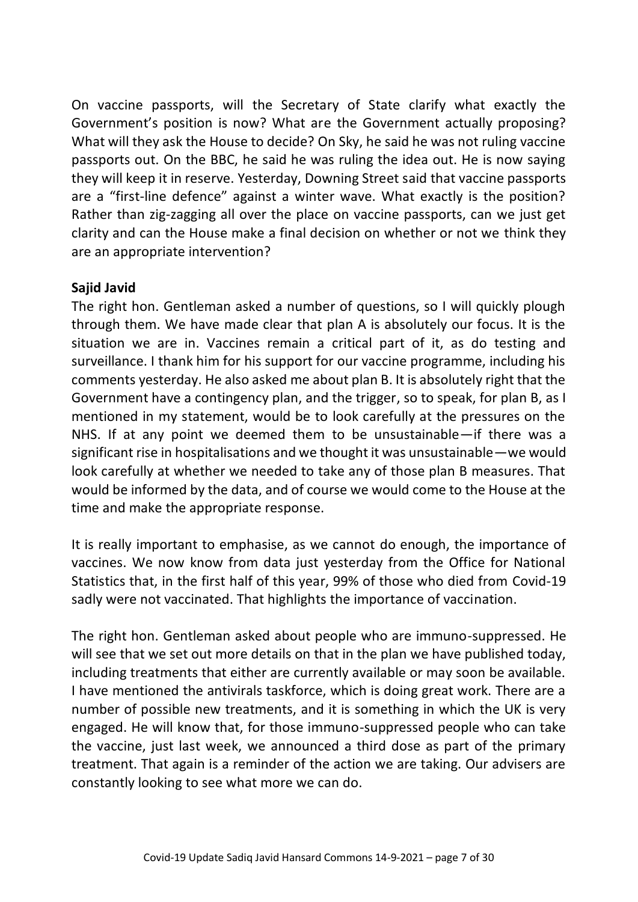On vaccine passports, will the Secretary of State clarify what exactly the Government's position is now? What are the Government actually proposing? What will they ask the House to decide? On Sky, he said he was not ruling vaccine passports out. On the BBC, he said he was ruling the idea out. He is now saying they will keep it in reserve. Yesterday, Downing Street said that vaccine passports are a "first-line defence" against a winter wave. What exactly is the position? Rather than zig-zagging all over the place on vaccine passports, can we just get clarity and can the House make a final decision on whether or not we think they are an appropriate intervention?

**Sajid Javid**

The right hon. Gentleman asked a number of questions, so I will quickly plough through them. We have made clear that plan A is absolutely our focus. It is the situation we are in. Vaccines remain a critical part of it, as do testing and surveillance. I thank him for his support for our vaccine programme, including his comments yesterday. He also asked me about plan B. It is absolutely right that the Government have a contingency plan, and the trigger, so to speak, for plan B, as I mentioned in my statement, would be to look carefully at the pressures on the NHS. If at any point we deemed them to be unsustainable—if there was a significant rise in hospitalisations and we thought it was unsustainable—we would look carefully at whether we needed to take any of those plan B measures. That would be informed by the data, and of course we would come to the House at the time and make the appropriate response.

It is really important to emphasise, as we cannot do enough, the importance of vaccines. We now know from data just yesterday from the Office for National Statistics that, in the first half of this year, 99% of those who died from Covid-19 sadly were not vaccinated. That highlights the importance of vaccination.

The right hon. Gentleman asked about people who are immuno-suppressed. He will see that we set out more details on that in the plan we have published today, including treatments that either are currently available or may soon be available. I have mentioned the antivirals taskforce, which is doing great work. There are a number of possible new treatments, and it is something in which the UK is very engaged. He will know that, for those immuno-suppressed people who can take the vaccine, just last week, we announced a third dose as part of the primary treatment. That again is a reminder of the action we are taking. Our advisers are constantly looking to see what more we can do.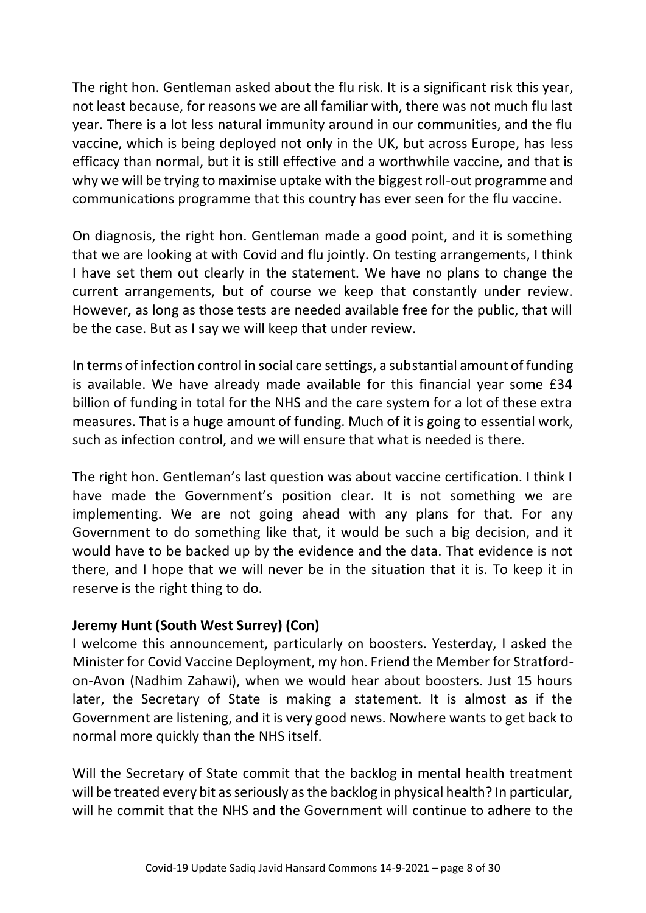The right hon. Gentleman asked about the flu risk. It is a significant risk this year, not least because, for reasons we are all familiar with, there was not much flu last year. There is a lot less natural immunity around in our communities, and the flu vaccine, which is being deployed not only in the UK, but across Europe, has less efficacy than normal, but it is still effective and a worthwhile vaccine, and that is why we will be trying to maximise uptake with the biggest roll-out programme and communications programme that this country has ever seen for the flu vaccine.

On diagnosis, the right hon. Gentleman made a good point, and it is something that we are looking at with Covid and flu jointly. On testing arrangements, I think I have set them out clearly in the statement. We have no plans to change the current arrangements, but of course we keep that constantly under review. However, as long as those tests are needed available free for the public, that will be the case. But as I say we will keep that under review.

In terms of infection control in social care settings, a substantial amount of funding is available. We have already made available for this financial year some £34 billion of funding in total for the NHS and the care system for a lot of these extra measures. That is a huge amount of funding. Much of it is going to essential work, such as infection control, and we will ensure that what is needed is there.

The right hon. Gentleman's last question was about vaccine certification. I think I have made the Government's position clear. It is not something we are implementing. We are not going ahead with any plans for that. For any Government to do something like that, it would be such a big decision, and it would have to be backed up by the evidence and the data. That evidence is not there, and I hope that we will never be in the situation that it is. To keep it in reserve is the right thing to do.

**Jeremy Hunt (South West Surrey) (Con)**

I welcome this announcement, particularly on boosters. Yesterday, I asked the Minister for Covid Vaccine Deployment, my hon. Friend the Member for Stratford-on-Avon (Nadhim Zahawi), when we would hear about boosters. Just 15 hours later, the Secretary of State is making a statement. It is almost as if the Government are listening, and it is very good news. Nowhere wants to get back to normal more quickly than the NHS itself.

Will the Secretary of State commit that the backlog in mental health treatment will be treated every bit as seriously as the backlog in physical health? In particular, will he commit that the NHS and the Government will continue to adhere to the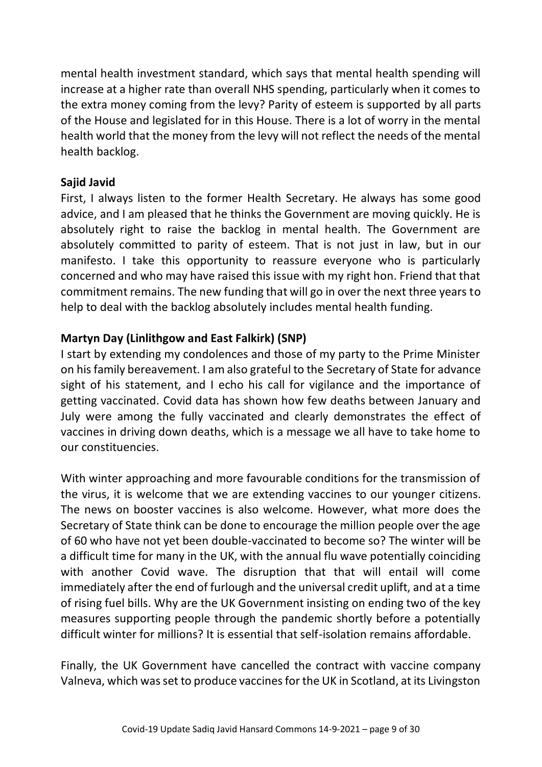mental health investment standard, which says that mental health spending will increase at a higher rate than overall NHS spending, particularly when it comes to the extra money coming from the levy? Parity of esteem is supported by all parts of the House and legislated for in this House. There is a lot of worry in the mental health world that the money from the levy will not reflect the needs of the mental health backlog.

**Sajid Javid**

First, I always listen to the former Health Secretary. He always has some good advice, and I am pleased that he thinks the Government are moving quickly. He is absolutely right to raise the backlog in mental health. The Government are absolutely committed to parity of esteem. That is not just in law, but in our manifesto. I take this opportunity to reassure everyone who is particularly concerned and who may have raised this issue with my right hon. Friend that that commitment remains. The new funding that will go in over the next three years to help to deal with the backlog absolutely includes mental health funding.

**Martyn Day (Linlithgow and East Falkirk) (SNP)**

I start by extending my condolences and those of my party to the Prime Minister on his family bereavement. I am also grateful to the Secretary of State for advance sight of his statement, and I echo his call for vigilance and the importance of getting vaccinated. Covid data has shown how few deaths between January and July were among the fully vaccinated and clearly demonstrates the effect of vaccines in driving down deaths, which is a message we all have to take home to our constituencies.

With winter approaching and more favourable conditions for the transmission of the virus, it is welcome that we are extending vaccines to our younger citizens. The news on booster vaccines is also welcome. However, what more does the Secretary of State think can be done to encourage the million people over the age of 60 who have not yet been double-vaccinated to become so? The winter will be a difficult time for many in the UK, with the annual flu wave potentially coinciding with another Covid wave. The disruption that that will entail will come immediately after the end of furlough and the universal credit uplift, and at a time of rising fuel bills. Why are the UK Government insisting on ending two of the key measures supporting people through the pandemic shortly before a potentially difficult winter for millions? It is essential that self-isolation remains affordable.

Finally, the UK Government have cancelled the contract with vaccine company Valneva, which was set to produce vaccines for the UK in Scotland, at its Livingston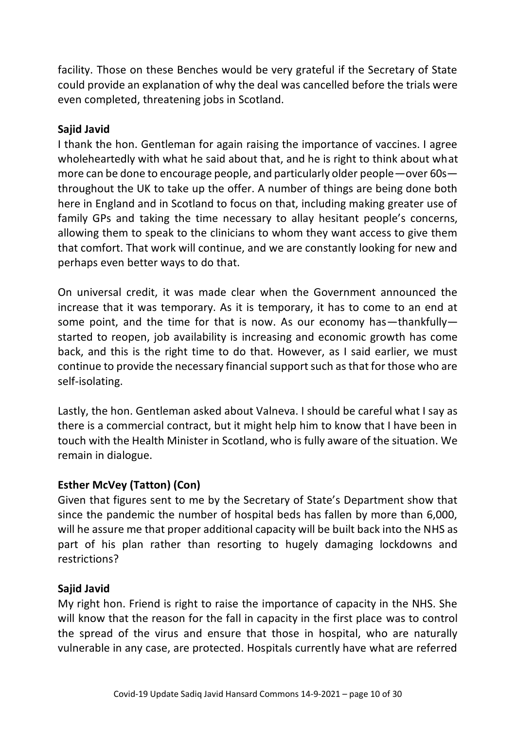facility. Those on these Benches would be very grateful if the Secretary of State could provide an explanation of why the deal was cancelled before the trials were even completed, threatening jobs in Scotland.

**Sajid Javid**

I thank the hon. Gentleman for again raising the importance of vaccines. I agree wholeheartedly with what he said about that, and he is right to think about what more can be done to encourage people, and particularly older people—over 60s—throughout the UK to take up the offer. A number of things are being done both here in England and in Scotland to focus on that, including making greater use of family GPs and taking the time necessary to allay hesitant people's concerns, allowing them to speak to the clinicians to whom they want access to give them that comfort. That work will continue, and we are constantly looking for new and perhaps even better ways to do that.

On universal credit, it was made clear when the Government announced the increase that it was temporary. As it is temporary, it has to come to an end at some point, and the time for that is now. As our economy has—thankfully—started to reopen, job availability is increasing and economic growth has come back, and this is the right time to do that. However, as I said earlier, we must continue to provide the necessary financial support such as that for those who are self-isolating.

Lastly, the hon. Gentleman asked about Valneva. I should be careful what I say as there is a commercial contract, but it might help him to know that I have been in touch with the Health Minister in Scotland, who is fully aware of the situation. We remain in dialogue.

**Esther McVey (Tatton) (Con)**

Given that figures sent to me by the Secretary of State's Department show that since the pandemic the number of hospital beds has fallen by more than 6,000, will he assure me that proper additional capacity will be built back into the NHS as part of his plan rather than resorting to hugely damaging lockdowns and restrictions?

**Sajid Javid**

My right hon. Friend is right to raise the importance of capacity in the NHS. She will know that the reason for the fall in capacity in the first place was to control the spread of the virus and ensure that those in hospital, who are naturally vulnerable in any case, are protected. Hospitals currently have what are referred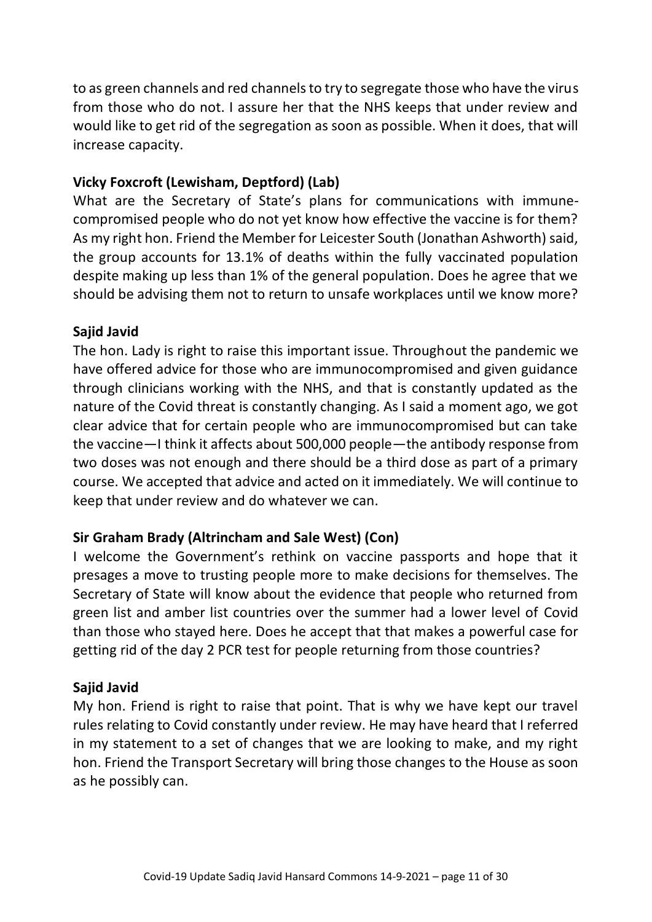to as green channels and red channels to try to segregate those who have the virus from those who do not. I assure her that the NHS keeps that under review and would like to get rid of the segregation as soon as possible. When it does, that will increase capacity.

**Vicky Foxcroft (Lewisham, Deptford) (Lab)**

What are the Secretary of State's plans for communications with immune-compromised people who do not yet know how effective the vaccine is for them? As my right hon. Friend the Member for Leicester South (Jonathan Ashworth) said, the group accounts for 13.1% of deaths within the fully vaccinated population despite making up less than 1% of the general population. Does he agree that we should be advising them not to return to unsafe workplaces until we know more?

**Sajid Javid**

The hon. Lady is right to raise this important issue. Throughout the pandemic we have offered advice for those who are immunocompromised and given guidance through clinicians working with the NHS, and that is constantly updated as the nature of the Covid threat is constantly changing. As I said a moment ago, we got clear advice that for certain people who are immunocompromised but can take the vaccine—I think it affects about 500,000 people—the antibody response from two doses was not enough and there should be a third dose as part of a primary course. We accepted that advice and acted on it immediately. We will continue to keep that under review and do whatever we can.

**Sir Graham Brady (Altrincham and Sale West) (Con)**

I welcome the Government's rethink on vaccine passports and hope that it presages a move to trusting people more to make decisions for themselves. The Secretary of State will know about the evidence that people who returned from green list and amber list countries over the summer had a lower level of Covid than those who stayed here. Does he accept that that makes a powerful case for getting rid of the day 2 PCR test for people returning from those countries?

**Sajid Javid**

My hon. Friend is right to raise that point. That is why we have kept our travel rules relating to Covid constantly under review. He may have heard that I referred in my statement to a set of changes that we are looking to make, and my right hon. Friend the Transport Secretary will bring those changes to the House as soon as he possibly can.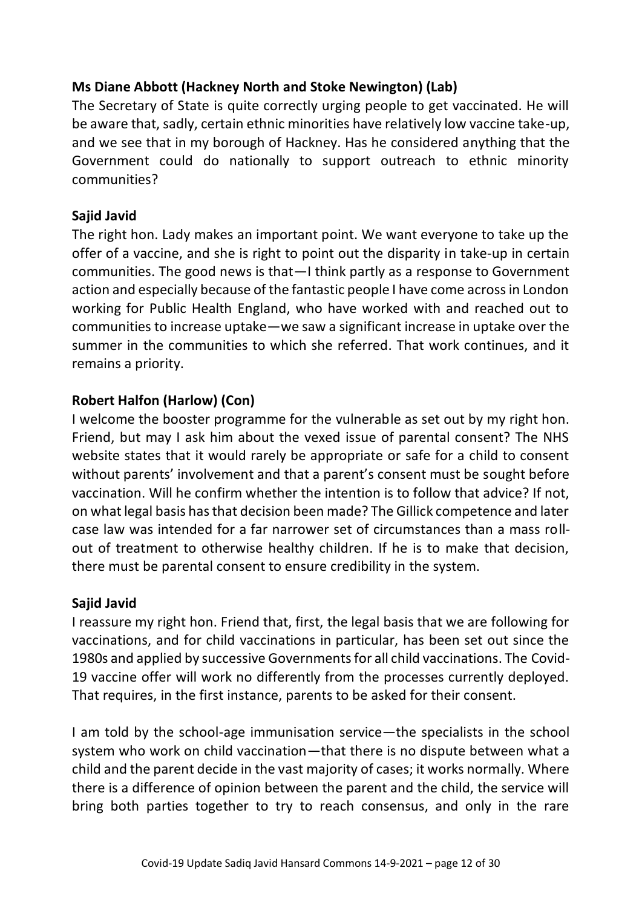**Ms Diane Abbott (Hackney North and Stoke Newington) (Lab)**

The Secretary of State is quite correctly urging people to get vaccinated. He will be aware that, sadly, certain ethnic minorities have relatively low vaccine take-up, and we see that in my borough of Hackney. Has he considered anything that the Government could do nationally to support outreach to ethnic minority communities?

**Sajid Javid**

The right hon. Lady makes an important point. We want everyone to take up the offer of a vaccine, and she is right to point out the disparity in take-up in certain communities. The good news is that—I think partly as a response to Government action and especially because of the fantastic people I have come across in London working for Public Health England, who have worked with and reached out to communities to increase uptake—we saw a significant increase in uptake over the summer in the communities to which she referred. That work continues, and it remains a priority.

**Robert Halfon (Harlow) (Con)**

I welcome the booster programme for the vulnerable as set out by my right hon. Friend, but may I ask him about the vexed issue of parental consent? The NHS website states that it would rarely be appropriate or safe for a child to consent without parents' involvement and that a parent's consent must be sought before vaccination. Will he confirm whether the intention is to follow that advice? If not, on what legal basis has that decision been made? The Gillick competence and later case law was intended for a far narrower set of circumstances than a mass roll-out of treatment to otherwise healthy children. If he is to make that decision, there must be parental consent to ensure credibility in the system.

**Sajid Javid**

I reassure my right hon. Friend that, first, the legal basis that we are following for vaccinations, and for child vaccinations in particular, has been set out since the 1980s and applied by successive Governments for all child vaccinations. The Covid-19 vaccine offer will work no differently from the processes currently deployed. That requires, in the first instance, parents to be asked for their consent.

I am told by the school-age immunisation service—the specialists in the school system who work on child vaccination—that there is no dispute between what a child and the parent decide in the vast majority of cases; it works normally. Where there is a difference of opinion between the parent and the child, the service will bring both parties together to try to reach consensus, and only in the rare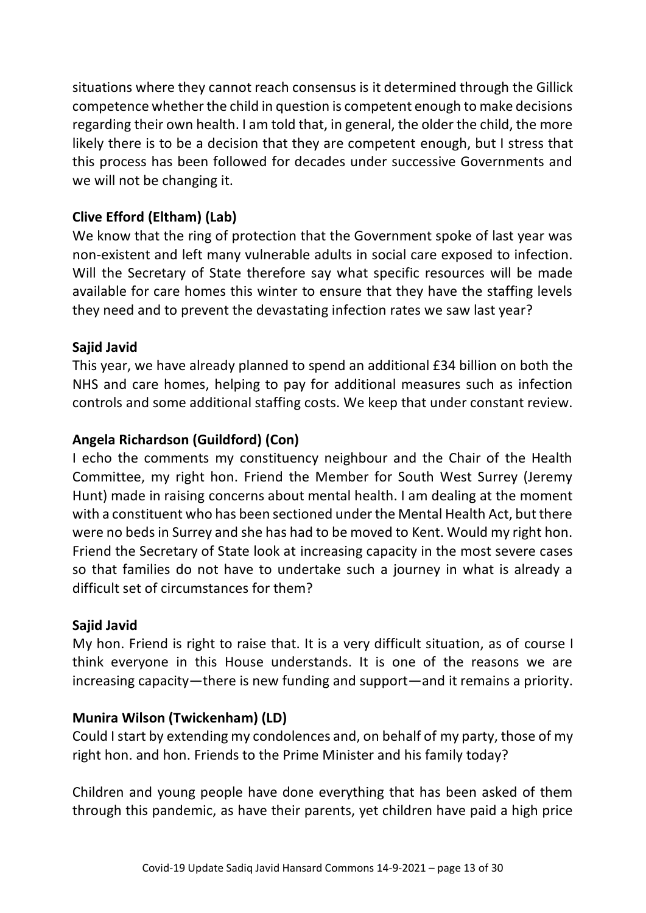situations where they cannot reach consensus is it determined through the Gillick competence whether the child in question is competent enough to make decisions regarding their own health. I am told that, in general, the older the child, the more likely there is to be a decision that they are competent enough, but I stress that this process has been followed for decades under successive Governments and we will not be changing it.

**Clive Efford (Eltham) (Lab)**
We know that the ring of protection that the Government spoke of last year was non-existent and left many vulnerable adults in social care exposed to infection. Will the Secretary of State therefore say what specific resources will be made available for care homes this winter to ensure that they have the staffing levels they need and to prevent the devastating infection rates we saw last year?

**Sajid Javid**
This year, we have already planned to spend an additional £34 billion on both the NHS and care homes, helping to pay for additional measures such as infection controls and some additional staffing costs. We keep that under constant review.

**Angela Richardson (Guildford) (Con)**
I echo the comments my constituency neighbour and the Chair of the Health Committee, my right hon. Friend the Member for South West Surrey (Jeremy Hunt) made in raising concerns about mental health. I am dealing at the moment with a constituent who has been sectioned under the Mental Health Act, but there were no beds in Surrey and she has had to be moved to Kent. Would my right hon. Friend the Secretary of State look at increasing capacity in the most severe cases so that families do not have to undertake such a journey in what is already a difficult set of circumstances for them?

**Sajid Javid**
My hon. Friend is right to raise that. It is a very difficult situation, as of course I think everyone in this House understands. It is one of the reasons we are increasing capacity—there is new funding and support—and it remains a priority.

**Munira Wilson (Twickenham) (LD)**
Could I start by extending my condolences and, on behalf of my party, those of my right hon. and hon. Friends to the Prime Minister and his family today?

Children and young people have done everything that has been asked of them through this pandemic, as have their parents, yet children have paid a high price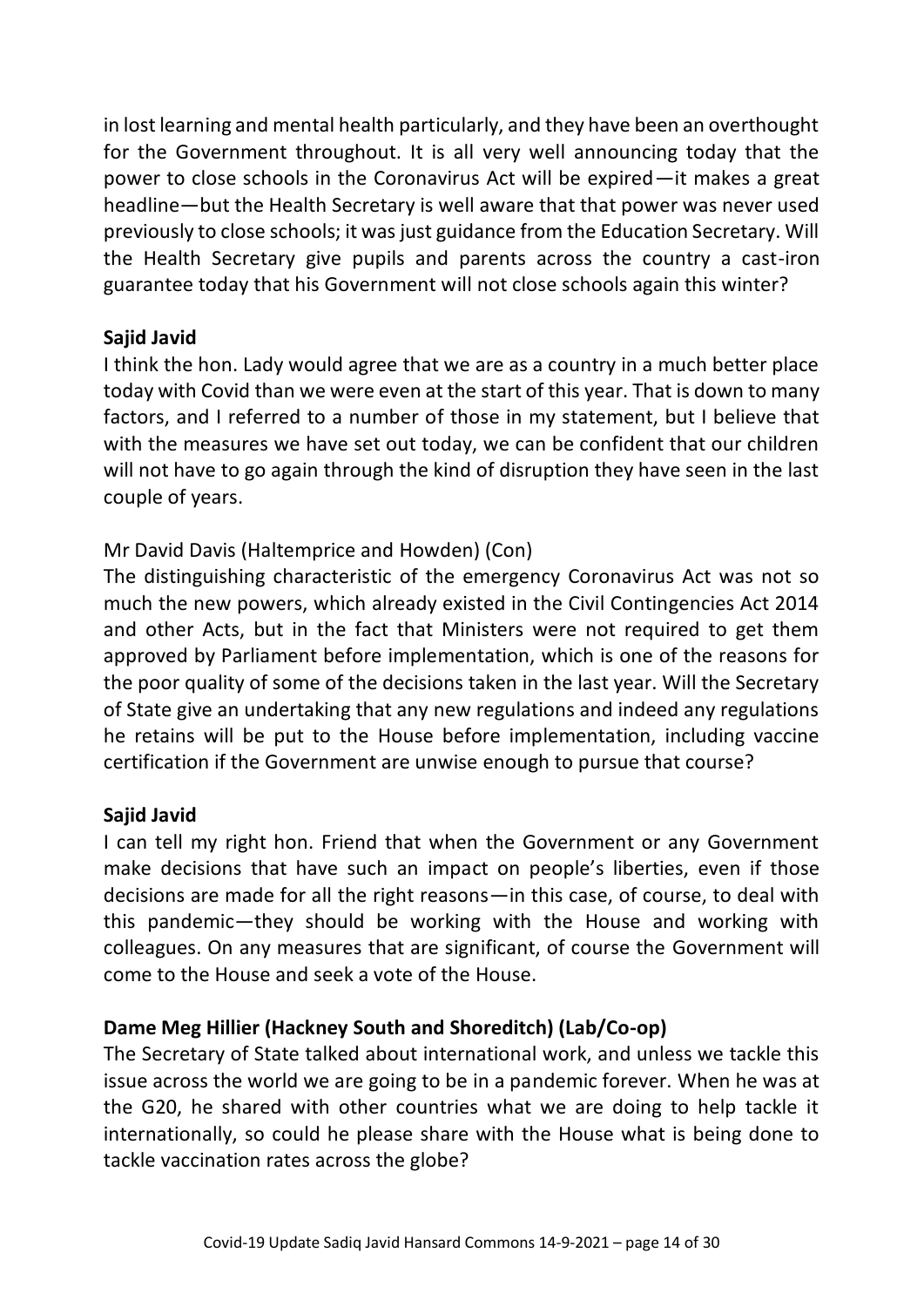in lost learning and mental health particularly, and they have been an overthought for the Government throughout. It is all very well announcing today that the power to close schools in the Coronavirus Act will be expired—it makes a great headline—but the Health Secretary is well aware that that power was never used previously to close schools; it was just guidance from the Education Secretary. Will the Health Secretary give pupils and parents across the country a cast-iron guarantee today that his Government will not close schools again this winter?

**Sajid Javid**

I think the hon. Lady would agree that we are as a country in a much better place today with Covid than we were even at the start of this year. That is down to many factors, and I referred to a number of those in my statement, but I believe that with the measures we have set out today, we can be confident that our children will not have to go again through the kind of disruption they have seen in the last couple of years.

Mr David Davis (Haltemprice and Howden) (Con)

The distinguishing characteristic of the emergency Coronavirus Act was not so much the new powers, which already existed in the Civil Contingencies Act 2014 and other Acts, but in the fact that Ministers were not required to get them approved by Parliament before implementation, which is one of the reasons for the poor quality of some of the decisions taken in the last year. Will the Secretary of State give an undertaking that any new regulations and indeed any regulations he retains will be put to the House before implementation, including vaccine certification if the Government are unwise enough to pursue that course?

**Sajid Javid**

I can tell my right hon. Friend that when the Government or any Government make decisions that have such an impact on people's liberties, even if those decisions are made for all the right reasons—in this case, of course, to deal with this pandemic—they should be working with the House and working with colleagues. On any measures that are significant, of course the Government will come to the House and seek a vote of the House.

**Dame Meg Hillier (Hackney South and Shoreditch) (Lab/Co-op)**

The Secretary of State talked about international work, and unless we tackle this issue across the world we are going to be in a pandemic forever. When he was at the G20, he shared with other countries what we are doing to help tackle it internationally, so could he please share with the House what is being done to tackle vaccination rates across the globe?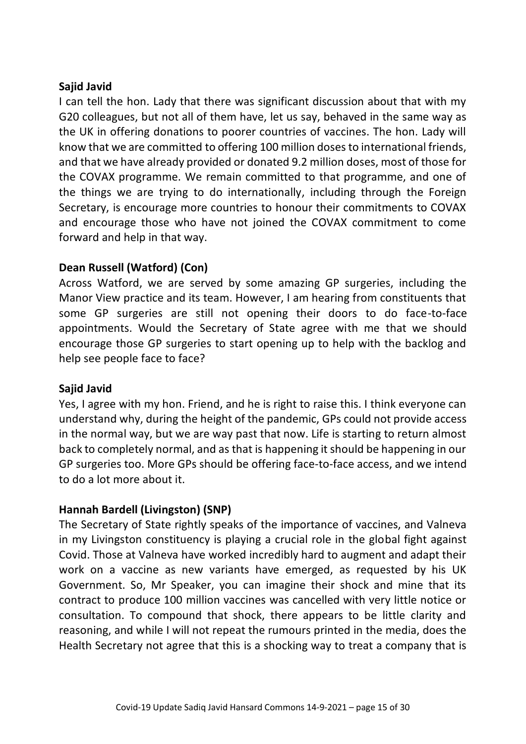**Sajid Javid**

I can tell the hon. Lady that there was significant discussion about that with my G20 colleagues, but not all of them have, let us say, behaved in the same way as the UK in offering donations to poorer countries of vaccines. The hon. Lady will know that we are committed to offering 100 million doses to international friends, and that we have already provided or donated 9.2 million doses, most of those for the COVAX programme. We remain committed to that programme, and one of the things we are trying to do internationally, including through the Foreign Secretary, is encourage more countries to honour their commitments to COVAX and encourage those who have not joined the COVAX commitment to come forward and help in that way.

**Dean Russell (Watford) (Con)**

Across Watford, we are served by some amazing GP surgeries, including the Manor View practice and its team. However, I am hearing from constituents that some GP surgeries are still not opening their doors to do face-to-face appointments. Would the Secretary of State agree with me that we should encourage those GP surgeries to start opening up to help with the backlog and help see people face to face?

**Sajid Javid**

Yes, I agree with my hon. Friend, and he is right to raise this. I think everyone can understand why, during the height of the pandemic, GPs could not provide access in the normal way, but we are way past that now. Life is starting to return almost back to completely normal, and as that is happening it should be happening in our GP surgeries too. More GPs should be offering face-to-face access, and we intend to do a lot more about it.

**Hannah Bardell (Livingston) (SNP)**

The Secretary of State rightly speaks of the importance of vaccines, and Valneva in my Livingston constituency is playing a crucial role in the global fight against Covid. Those at Valneva have worked incredibly hard to augment and adapt their work on a vaccine as new variants have emerged, as requested by his UK Government. So, Mr Speaker, you can imagine their shock and mine that its contract to produce 100 million vaccines was cancelled with very little notice or consultation. To compound that shock, there appears to be little clarity and reasoning, and while I will not repeat the rumours printed in the media, does the Health Secretary not agree that this is a shocking way to treat a company that is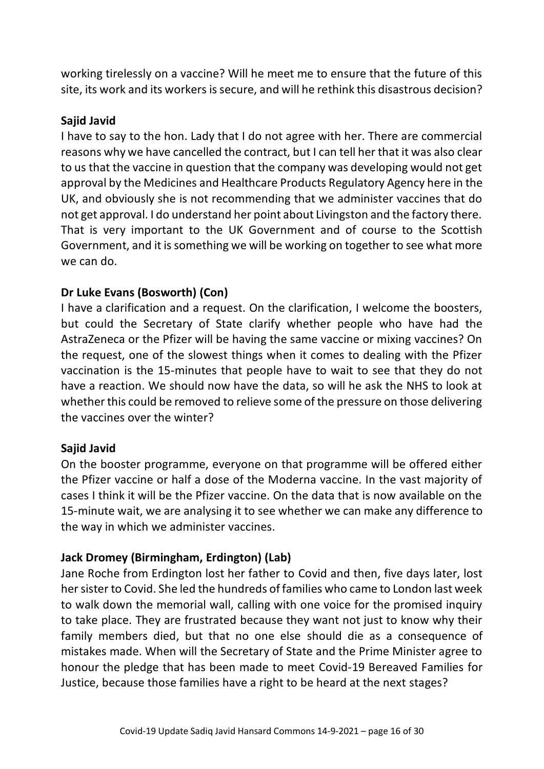working tirelessly on a vaccine? Will he meet me to ensure that the future of this site, its work and its workers is secure, and will he rethink this disastrous decision?

**Sajid Javid**

I have to say to the hon. Lady that I do not agree with her. There are commercial reasons why we have cancelled the contract, but I can tell her that it was also clear to us that the vaccine in question that the company was developing would not get approval by the Medicines and Healthcare Products Regulatory Agency here in the UK, and obviously she is not recommending that we administer vaccines that do not get approval. I do understand her point about Livingston and the factory there. That is very important to the UK Government and of course to the Scottish Government, and it is something we will be working on together to see what more we can do.

**Dr Luke Evans (Bosworth) (Con)**

I have a clarification and a request. On the clarification, I welcome the boosters, but could the Secretary of State clarify whether people who have had the AstraZeneca or the Pfizer will be having the same vaccine or mixing vaccines? On the request, one of the slowest things when it comes to dealing with the Pfizer vaccination is the 15-minutes that people have to wait to see that they do not have a reaction. We should now have the data, so will he ask the NHS to look at whether this could be removed to relieve some of the pressure on those delivering the vaccines over the winter?

**Sajid Javid**

On the booster programme, everyone on that programme will be offered either the Pfizer vaccine or half a dose of the Moderna vaccine. In the vast majority of cases I think it will be the Pfizer vaccine. On the data that is now available on the 15-minute wait, we are analysing it to see whether we can make any difference to the way in which we administer vaccines.

**Jack Dromey (Birmingham, Erdington) (Lab)**

Jane Roche from Erdington lost her father to Covid and then, five days later, lost her sister to Covid. She led the hundreds of families who came to London last week to walk down the memorial wall, calling with one voice for the promised inquiry to take place. They are frustrated because they want not just to know why their family members died, but that no one else should die as a consequence of mistakes made. When will the Secretary of State and the Prime Minister agree to honour the pledge that has been made to meet Covid-19 Bereaved Families for Justice, because those families have a right to be heard at the next stages?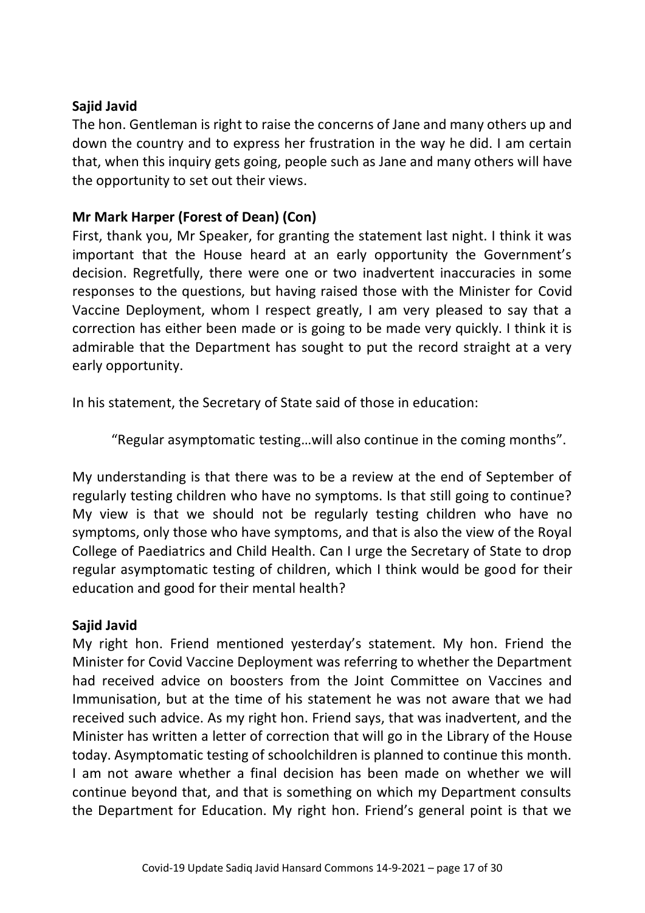**Sajid Javid**

The hon. Gentleman is right to raise the concerns of Jane and many others up and down the country and to express her frustration in the way he did. I am certain that, when this inquiry gets going, people such as Jane and many others will have the opportunity to set out their views.

**Mr Mark Harper (Forest of Dean) (Con)**

First, thank you, Mr Speaker, for granting the statement last night. I think it was important that the House heard at an early opportunity the Government's decision. Regretfully, there were one or two inadvertent inaccuracies in some responses to the questions, but having raised those with the Minister for Covid Vaccine Deployment, whom I respect greatly, I am very pleased to say that a correction has either been made or is going to be made very quickly. I think it is admirable that the Department has sought to put the record straight at a very early opportunity.

In his statement, the Secretary of State said of those in education:

> "Regular asymptomatic testing…will also continue in the coming months".

My understanding is that there was to be a review at the end of September of regularly testing children who have no symptoms. Is that still going to continue? My view is that we should not be regularly testing children who have no symptoms, only those who have symptoms, and that is also the view of the Royal College of Paediatrics and Child Health. Can I urge the Secretary of State to drop regular asymptomatic testing of children, which I think would be good for their education and good for their mental health?

**Sajid Javid**

My right hon. Friend mentioned yesterday's statement. My hon. Friend the Minister for Covid Vaccine Deployment was referring to whether the Department had received advice on boosters from the Joint Committee on Vaccines and Immunisation, but at the time of his statement he was not aware that we had received such advice. As my right hon. Friend says, that was inadvertent, and the Minister has written a letter of correction that will go in the Library of the House today. Asymptomatic testing of schoolchildren is planned to continue this month. I am not aware whether a final decision has been made on whether we will continue beyond that, and that is something on which my Department consults the Department for Education. My right hon. Friend's general point is that we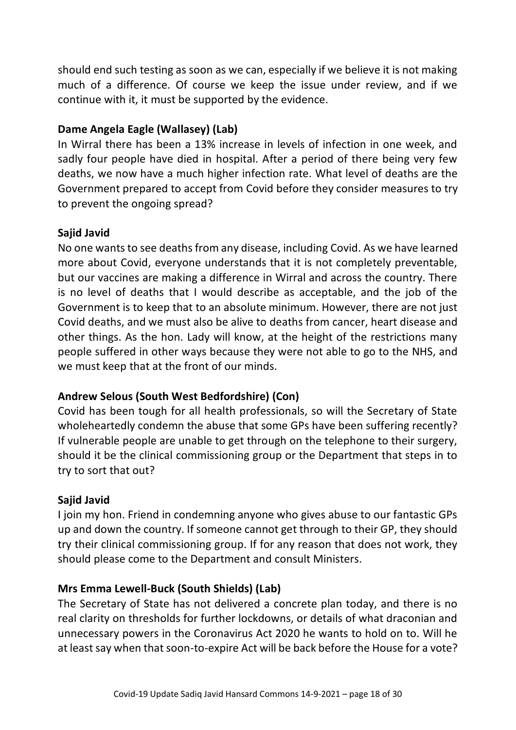should end such testing as soon as we can, especially if we believe it is not making much of a difference. Of course we keep the issue under review, and if we continue with it, it must be supported by the evidence.

**Dame Angela Eagle (Wallasey) (Lab)**

In Wirral there has been a 13% increase in levels of infection in one week, and sadly four people have died in hospital. After a period of there being very few deaths, we now have a much higher infection rate. What level of deaths are the Government prepared to accept from Covid before they consider measures to try to prevent the ongoing spread?

**Sajid Javid**

No one wants to see deaths from any disease, including Covid. As we have learned more about Covid, everyone understands that it is not completely preventable, but our vaccines are making a difference in Wirral and across the country. There is no level of deaths that I would describe as acceptable, and the job of the Government is to keep that to an absolute minimum. However, there are not just Covid deaths, and we must also be alive to deaths from cancer, heart disease and other things. As the hon. Lady will know, at the height of the restrictions many people suffered in other ways because they were not able to go to the NHS, and we must keep that at the front of our minds.

**Andrew Selous (South West Bedfordshire) (Con)**

Covid has been tough for all health professionals, so will the Secretary of State wholeheartedly condemn the abuse that some GPs have been suffering recently? If vulnerable people are unable to get through on the telephone to their surgery, should it be the clinical commissioning group or the Department that steps in to try to sort that out?

**Sajid Javid**

I join my hon. Friend in condemning anyone who gives abuse to our fantastic GPs up and down the country. If someone cannot get through to their GP, they should try their clinical commissioning group. If for any reason that does not work, they should please come to the Department and consult Ministers.

**Mrs Emma Lewell-Buck (South Shields) (Lab)**

The Secretary of State has not delivered a concrete plan today, and there is no real clarity on thresholds for further lockdowns, or details of what draconian and unnecessary powers in the Coronavirus Act 2020 he wants to hold on to. Will he at least say when that soon-to-expire Act will be back before the House for a vote?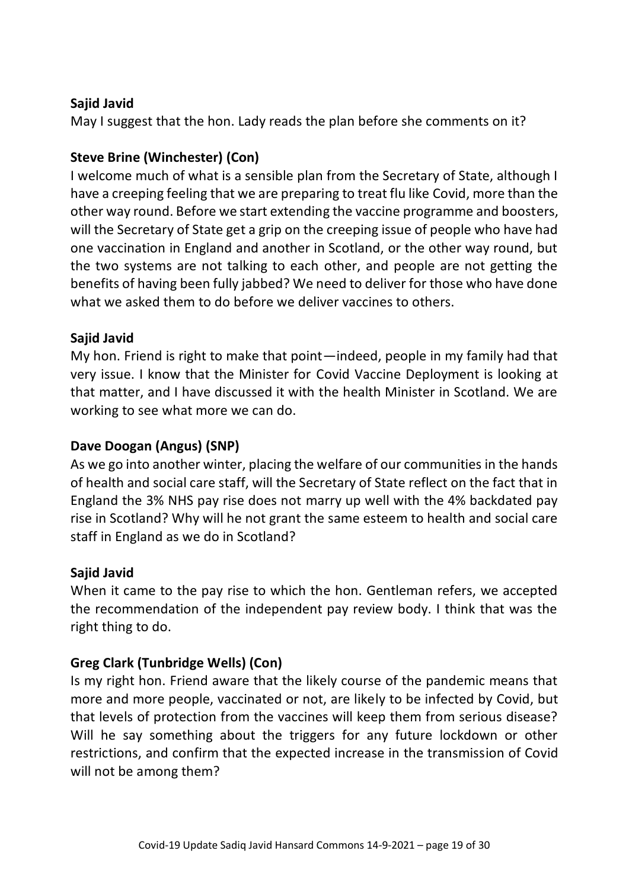**Sajid Javid**

May I suggest that the hon. Lady reads the plan before she comments on it?

**Steve Brine (Winchester) (Con)**

I welcome much of what is a sensible plan from the Secretary of State, although I have a creeping feeling that we are preparing to treat flu like Covid, more than the other way round. Before we start extending the vaccine programme and boosters, will the Secretary of State get a grip on the creeping issue of people who have had one vaccination in England and another in Scotland, or the other way round, but the two systems are not talking to each other, and people are not getting the benefits of having been fully jabbed? We need to deliver for those who have done what we asked them to do before we deliver vaccines to others.

**Sajid Javid**

My hon. Friend is right to make that point—indeed, people in my family had that very issue. I know that the Minister for Covid Vaccine Deployment is looking at that matter, and I have discussed it with the health Minister in Scotland. We are working to see what more we can do.

**Dave Doogan (Angus) (SNP)**

As we go into another winter, placing the welfare of our communities in the hands of health and social care staff, will the Secretary of State reflect on the fact that in England the 3% NHS pay rise does not marry up well with the 4% backdated pay rise in Scotland? Why will he not grant the same esteem to health and social care staff in England as we do in Scotland?

**Sajid Javid**

When it came to the pay rise to which the hon. Gentleman refers, we accepted the recommendation of the independent pay review body. I think that was the right thing to do.

**Greg Clark (Tunbridge Wells) (Con)**

Is my right hon. Friend aware that the likely course of the pandemic means that more and more people, vaccinated or not, are likely to be infected by Covid, but that levels of protection from the vaccines will keep them from serious disease? Will he say something about the triggers for any future lockdown or other restrictions, and confirm that the expected increase in the transmission of Covid will not be among them?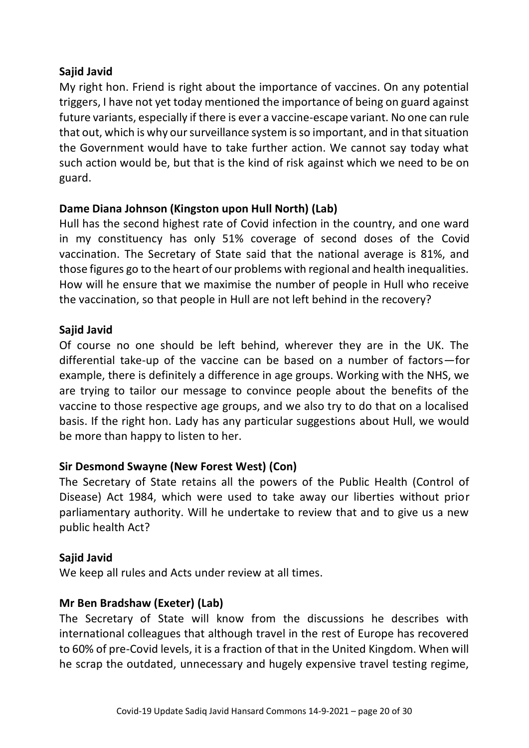**Sajid Javid**

My right hon. Friend is right about the importance of vaccines. On any potential triggers, I have not yet today mentioned the importance of being on guard against future variants, especially if there is ever a vaccine-escape variant. No one can rule that out, which is why our surveillance system is so important, and in that situation the Government would have to take further action. We cannot say today what such action would be, but that is the kind of risk against which we need to be on guard.

**Dame Diana Johnson (Kingston upon Hull North) (Lab)**

Hull has the second highest rate of Covid infection in the country, and one ward in my constituency has only 51% coverage of second doses of the Covid vaccination. The Secretary of State said that the national average is 81%, and those figures go to the heart of our problems with regional and health inequalities. How will he ensure that we maximise the number of people in Hull who receive the vaccination, so that people in Hull are not left behind in the recovery?

**Sajid Javid**

Of course no one should be left behind, wherever they are in the UK. The differential take-up of the vaccine can be based on a number of factors—for example, there is definitely a difference in age groups. Working with the NHS, we are trying to tailor our message to convince people about the benefits of the vaccine to those respective age groups, and we also try to do that on a localised basis. If the right hon. Lady has any particular suggestions about Hull, we would be more than happy to listen to her.

**Sir Desmond Swayne (New Forest West) (Con)**

The Secretary of State retains all the powers of the Public Health (Control of Disease) Act 1984, which were used to take away our liberties without prior parliamentary authority. Will he undertake to review that and to give us a new public health Act?

**Sajid Javid**

We keep all rules and Acts under review at all times.

**Mr Ben Bradshaw (Exeter) (Lab)**

The Secretary of State will know from the discussions he describes with international colleagues that although travel in the rest of Europe has recovered to 60% of pre-Covid levels, it is a fraction of that in the United Kingdom. When will he scrap the outdated, unnecessary and hugely expensive travel testing regime,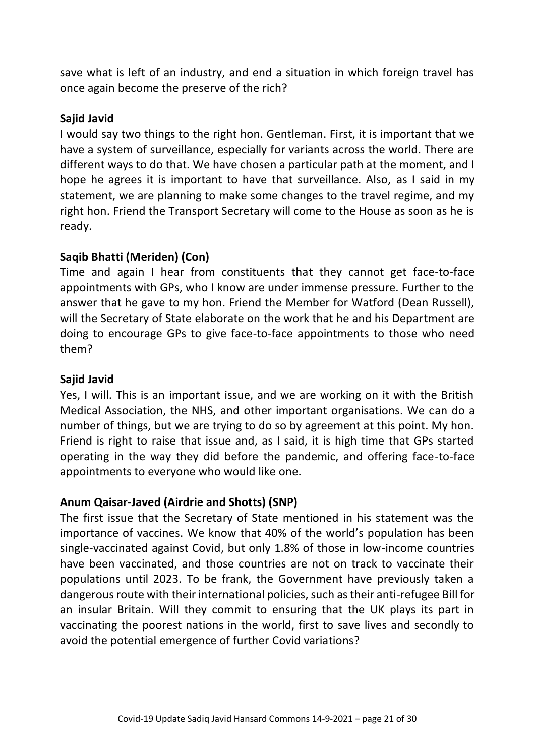save what is left of an industry, and end a situation in which foreign travel has once again become the preserve of the rich?

**Sajid Javid**

I would say two things to the right hon. Gentleman. First, it is important that we have a system of surveillance, especially for variants across the world. There are different ways to do that. We have chosen a particular path at the moment, and I hope he agrees it is important to have that surveillance. Also, as I said in my statement, we are planning to make some changes to the travel regime, and my right hon. Friend the Transport Secretary will come to the House as soon as he is ready.

**Saqib Bhatti (Meriden) (Con)**

Time and again I hear from constituents that they cannot get face-to-face appointments with GPs, who I know are under immense pressure. Further to the answer that he gave to my hon. Friend the Member for Watford (Dean Russell), will the Secretary of State elaborate on the work that he and his Department are doing to encourage GPs to give face-to-face appointments to those who need them?

**Sajid Javid**

Yes, I will. This is an important issue, and we are working on it with the British Medical Association, the NHS, and other important organisations. We can do a number of things, but we are trying to do so by agreement at this point. My hon. Friend is right to raise that issue and, as I said, it is high time that GPs started operating in the way they did before the pandemic, and offering face-to-face appointments to everyone who would like one.

**Anum Qaisar-Javed (Airdrie and Shotts) (SNP)**

The first issue that the Secretary of State mentioned in his statement was the importance of vaccines. We know that 40% of the world's population has been single-vaccinated against Covid, but only 1.8% of those in low-income countries have been vaccinated, and those countries are not on track to vaccinate their populations until 2023. To be frank, the Government have previously taken a dangerous route with their international policies, such as their anti-refugee Bill for an insular Britain. Will they commit to ensuring that the UK plays its part in vaccinating the poorest nations in the world, first to save lives and secondly to avoid the potential emergence of further Covid variations?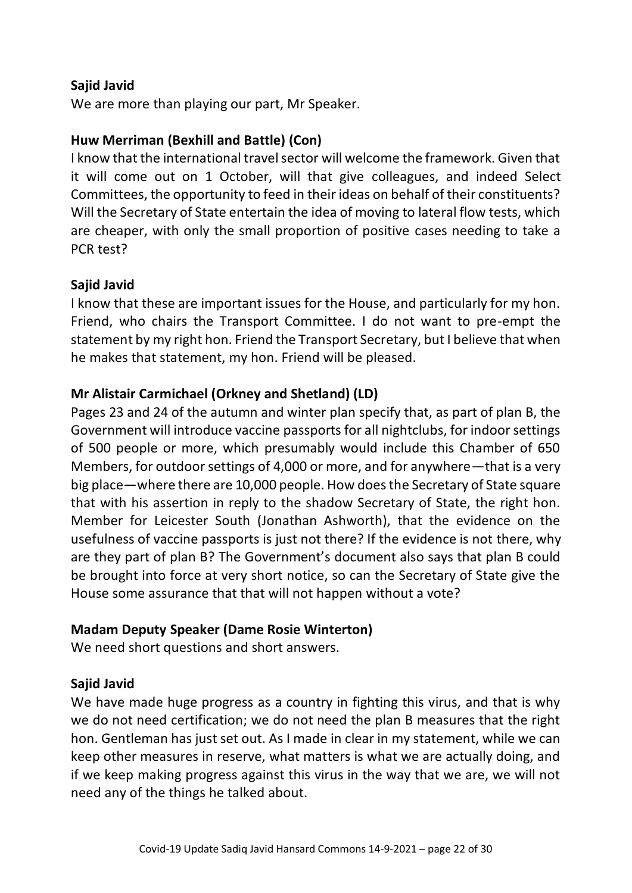**Sajid Javid**

We are more than playing our part, Mr Speaker.

**Huw Merriman (Bexhill and Battle) (Con)**

I know that the international travel sector will welcome the framework. Given that it will come out on 1 October, will that give colleagues, and indeed Select Committees, the opportunity to feed in their ideas on behalf of their constituents? Will the Secretary of State entertain the idea of moving to lateral flow tests, which are cheaper, with only the small proportion of positive cases needing to take a PCR test?

**Sajid Javid**

I know that these are important issues for the House, and particularly for my hon. Friend, who chairs the Transport Committee. I do not want to pre-empt the statement by my right hon. Friend the Transport Secretary, but I believe that when he makes that statement, my hon. Friend will be pleased.

**Mr Alistair Carmichael (Orkney and Shetland) (LD)**

Pages 23 and 24 of the autumn and winter plan specify that, as part of plan B, the Government will introduce vaccine passports for all nightclubs, for indoor settings of 500 people or more, which presumably would include this Chamber of 650 Members, for outdoor settings of 4,000 or more, and for anywhere—that is a very big place—where there are 10,000 people. How does the Secretary of State square that with his assertion in reply to the shadow Secretary of State, the right hon. Member for Leicester South (Jonathan Ashworth), that the evidence on the usefulness of vaccine passports is just not there? If the evidence is not there, why are they part of plan B? The Government's document also says that plan B could be brought into force at very short notice, so can the Secretary of State give the House some assurance that that will not happen without a vote?

**Madam Deputy Speaker (Dame Rosie Winterton)**

We need short questions and short answers.

**Sajid Javid**

We have made huge progress as a country in fighting this virus, and that is why we do not need certification; we do not need the plan B measures that the right hon. Gentleman has just set out. As I made in clear in my statement, while we can keep other measures in reserve, what matters is what we are actually doing, and if we keep making progress against this virus in the way that we are, we will not need any of the things he talked about.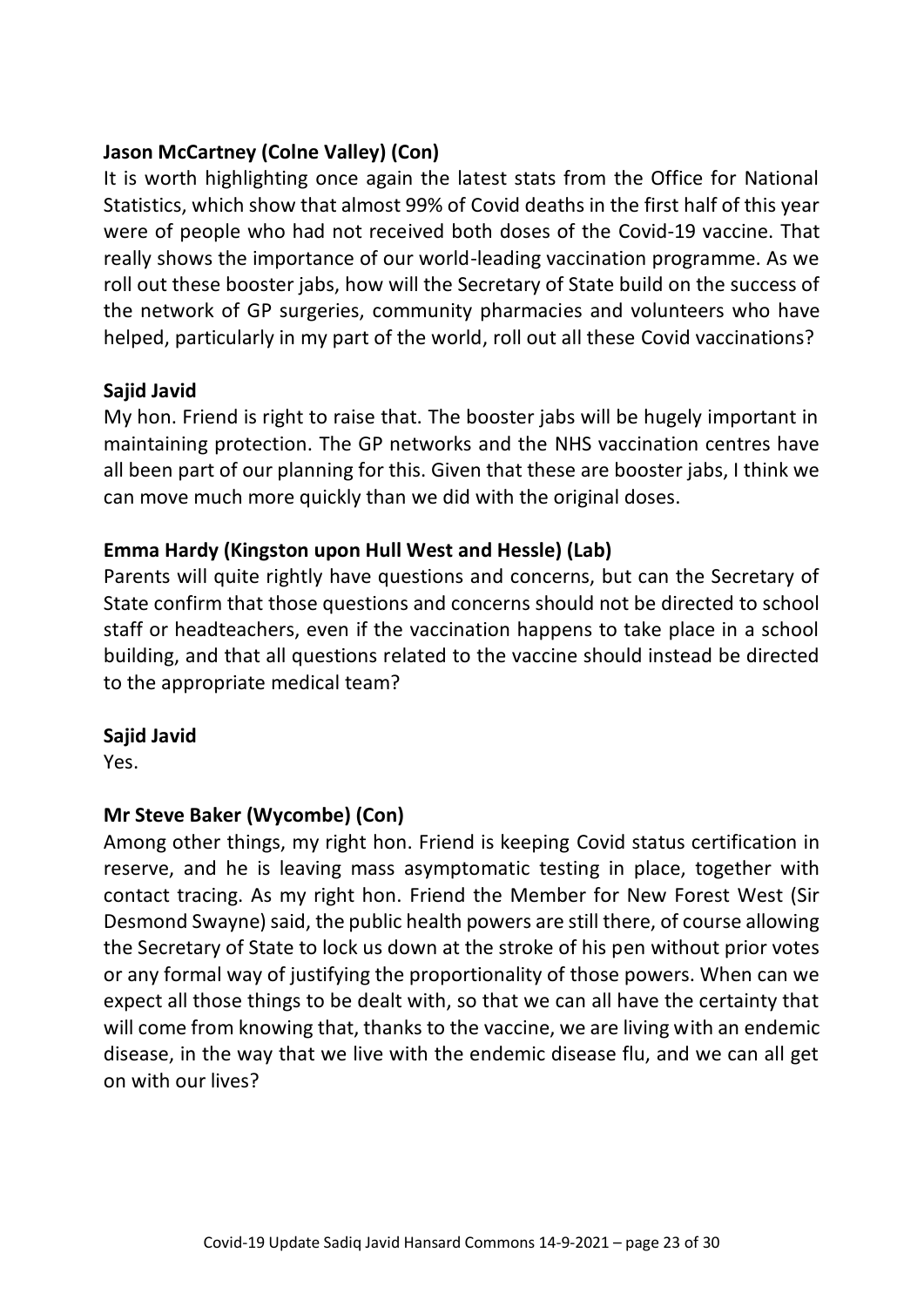**Jason McCartney (Colne Valley) (Con)**

It is worth highlighting once again the latest stats from the Office for National Statistics, which show that almost 99% of Covid deaths in the first half of this year were of people who had not received both doses of the Covid-19 vaccine. That really shows the importance of our world-leading vaccination programme. As we roll out these booster jabs, how will the Secretary of State build on the success of the network of GP surgeries, community pharmacies and volunteers who have helped, particularly in my part of the world, roll out all these Covid vaccinations?

**Sajid Javid**

My hon. Friend is right to raise that. The booster jabs will be hugely important in maintaining protection. The GP networks and the NHS vaccination centres have all been part of our planning for this. Given that these are booster jabs, I think we can move much more quickly than we did with the original doses.

**Emma Hardy (Kingston upon Hull West and Hessle) (Lab)**

Parents will quite rightly have questions and concerns, but can the Secretary of State confirm that those questions and concerns should not be directed to school staff or headteachers, even if the vaccination happens to take place in a school building, and that all questions related to the vaccine should instead be directed to the appropriate medical team?

**Sajid Javid**

Yes.

**Mr Steve Baker (Wycombe) (Con)**

Among other things, my right hon. Friend is keeping Covid status certification in reserve, and he is leaving mass asymptomatic testing in place, together with contact tracing. As my right hon. Friend the Member for New Forest West (Sir Desmond Swayne) said, the public health powers are still there, of course allowing the Secretary of State to lock us down at the stroke of his pen without prior votes or any formal way of justifying the proportionality of those powers. When can we expect all those things to be dealt with, so that we can all have the certainty that will come from knowing that, thanks to the vaccine, we are living with an endemic disease, in the way that we live with the endemic disease flu, and we can all get on with our lives?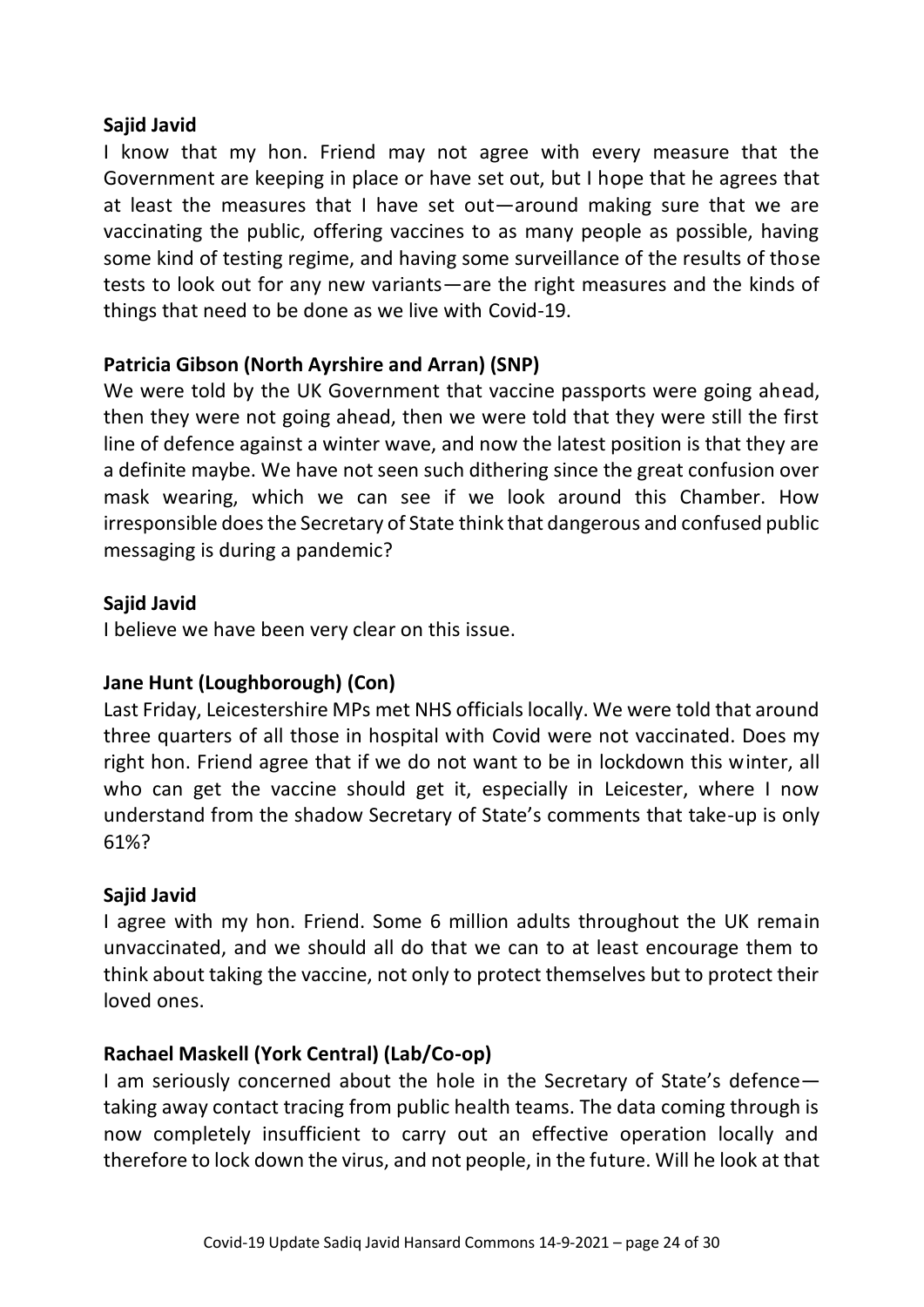**Sajid Javid**

I know that my hon. Friend may not agree with every measure that the Government are keeping in place or have set out, but I hope that he agrees that at least the measures that I have set out—around making sure that we are vaccinating the public, offering vaccines to as many people as possible, having some kind of testing regime, and having some surveillance of the results of those tests to look out for any new variants—are the right measures and the kinds of things that need to be done as we live with Covid-19.

**Patricia Gibson (North Ayrshire and Arran) (SNP)**

We were told by the UK Government that vaccine passports were going ahead, then they were not going ahead, then we were told that they were still the first line of defence against a winter wave, and now the latest position is that they are a definite maybe. We have not seen such dithering since the great confusion over mask wearing, which we can see if we look around this Chamber. How irresponsible does the Secretary of State think that dangerous and confused public messaging is during a pandemic?

**Sajid Javid**

I believe we have been very clear on this issue.

**Jane Hunt (Loughborough) (Con)**

Last Friday, Leicestershire MPs met NHS officials locally. We were told that around three quarters of all those in hospital with Covid were not vaccinated. Does my right hon. Friend agree that if we do not want to be in lockdown this winter, all who can get the vaccine should get it, especially in Leicester, where I now understand from the shadow Secretary of State's comments that take-up is only 61%?

**Sajid Javid**

I agree with my hon. Friend. Some 6 million adults throughout the UK remain unvaccinated, and we should all do that we can to at least encourage them to think about taking the vaccine, not only to protect themselves but to protect their loved ones.

**Rachael Maskell (York Central) (Lab/Co-op)**

I am seriously concerned about the hole in the Secretary of State's defence—taking away contact tracing from public health teams. The data coming through is now completely insufficient to carry out an effective operation locally and therefore to lock down the virus, and not people, in the future. Will he look at that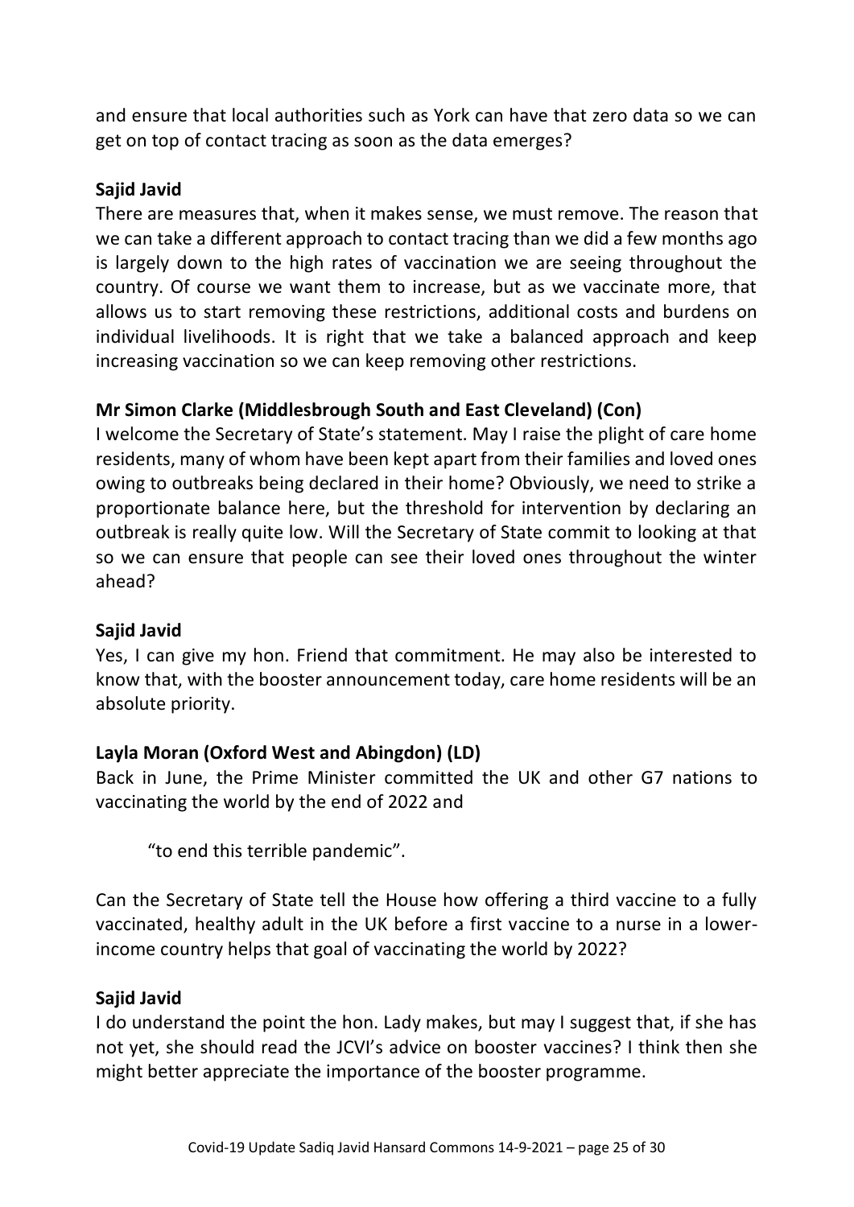and ensure that local authorities such as York can have that zero data so we can get on top of contact tracing as soon as the data emerges?

**Sajid Javid**

There are measures that, when it makes sense, we must remove. The reason that we can take a different approach to contact tracing than we did a few months ago is largely down to the high rates of vaccination we are seeing throughout the country. Of course we want them to increase, but as we vaccinate more, that allows us to start removing these restrictions, additional costs and burdens on individual livelihoods. It is right that we take a balanced approach and keep increasing vaccination so we can keep removing other restrictions.

**Mr Simon Clarke (Middlesbrough South and East Cleveland) (Con)**

I welcome the Secretary of State's statement. May I raise the plight of care home residents, many of whom have been kept apart from their families and loved ones owing to outbreaks being declared in their home? Obviously, we need to strike a proportionate balance here, but the threshold for intervention by declaring an outbreak is really quite low. Will the Secretary of State commit to looking at that so we can ensure that people can see their loved ones throughout the winter ahead?

**Sajid Javid**

Yes, I can give my hon. Friend that commitment. He may also be interested to know that, with the booster announcement today, care home residents will be an absolute priority.

**Layla Moran (Oxford West and Abingdon) (LD)**

Back in June, the Prime Minister committed the UK and other G7 nations to vaccinating the world by the end of 2022 and

> "to end this terrible pandemic".

Can the Secretary of State tell the House how offering a third vaccine to a fully vaccinated, healthy adult in the UK before a first vaccine to a nurse in a lower-income country helps that goal of vaccinating the world by 2022?

**Sajid Javid**

I do understand the point the hon. Lady makes, but may I suggest that, if she has not yet, she should read the JCVI's advice on booster vaccines? I think then she might better appreciate the importance of the booster programme.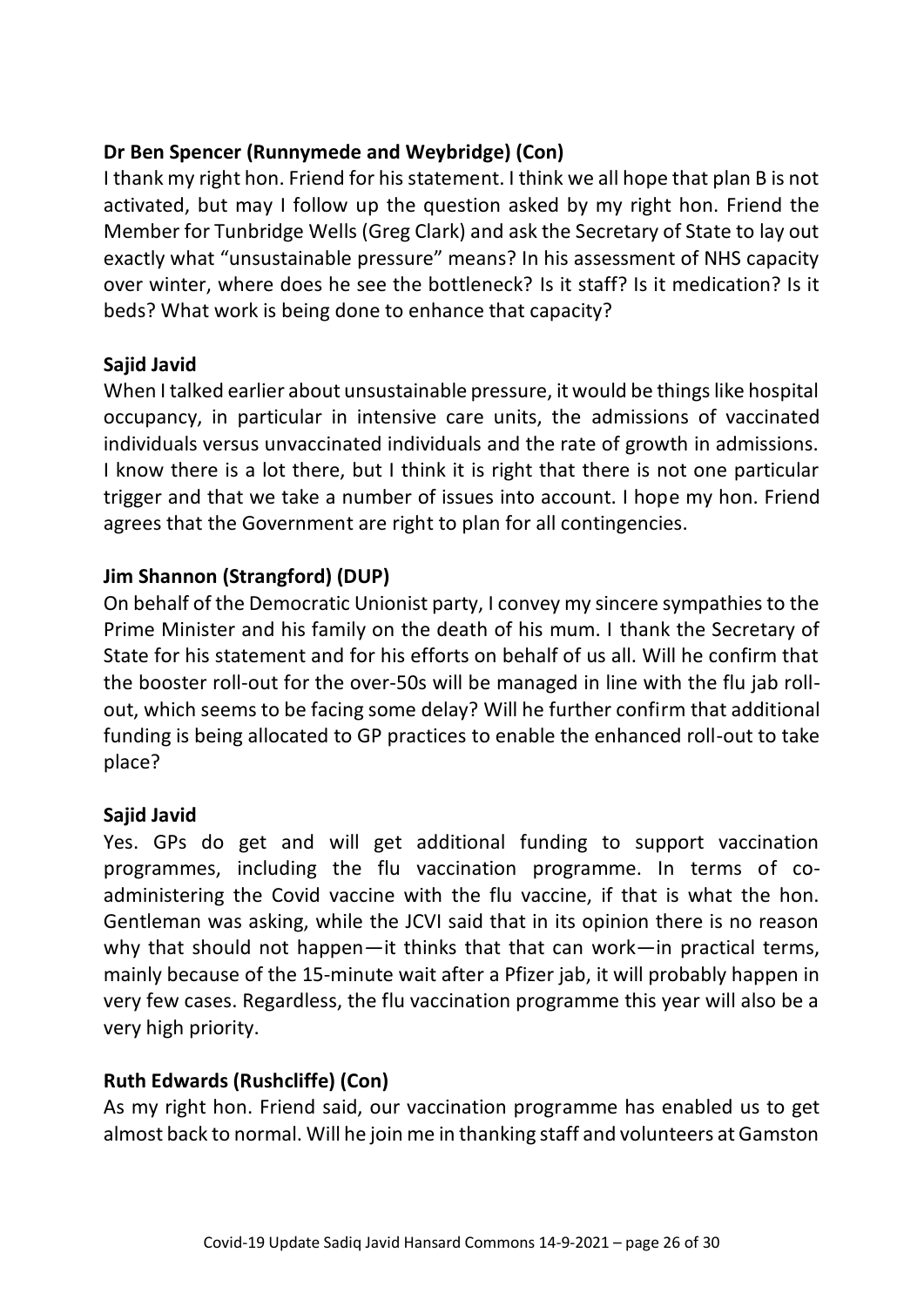**Dr Ben Spencer (Runnymede and Weybridge) (Con)**

I thank my right hon. Friend for his statement. I think we all hope that plan B is not activated, but may I follow up the question asked by my right hon. Friend the Member for Tunbridge Wells (Greg Clark) and ask the Secretary of State to lay out exactly what "unsustainable pressure" means? In his assessment of NHS capacity over winter, where does he see the bottleneck? Is it staff? Is it medication? Is it beds? What work is being done to enhance that capacity?

**Sajid Javid**

When I talked earlier about unsustainable pressure, it would be things like hospital occupancy, in particular in intensive care units, the admissions of vaccinated individuals versus unvaccinated individuals and the rate of growth in admissions. I know there is a lot there, but I think it is right that there is not one particular trigger and that we take a number of issues into account. I hope my hon. Friend agrees that the Government are right to plan for all contingencies.

**Jim Shannon (Strangford) (DUP)**

On behalf of the Democratic Unionist party, I convey my sincere sympathies to the Prime Minister and his family on the death of his mum. I thank the Secretary of State for his statement and for his efforts on behalf of us all. Will he confirm that the booster roll-out for the over-50s will be managed in line with the flu jab roll-out, which seems to be facing some delay? Will he further confirm that additional funding is being allocated to GP practices to enable the enhanced roll-out to take place?

**Sajid Javid**

Yes. GPs do get and will get additional funding to support vaccination programmes, including the flu vaccination programme. In terms of co-administering the Covid vaccine with the flu vaccine, if that is what the hon. Gentleman was asking, while the JCVI said that in its opinion there is no reason why that should not happen—it thinks that that can work—in practical terms, mainly because of the 15-minute wait after a Pfizer jab, it will probably happen in very few cases. Regardless, the flu vaccination programme this year will also be a very high priority.

**Ruth Edwards (Rushcliffe) (Con)**

As my right hon. Friend said, our vaccination programme has enabled us to get almost back to normal. Will he join me in thanking staff and volunteers at Gamston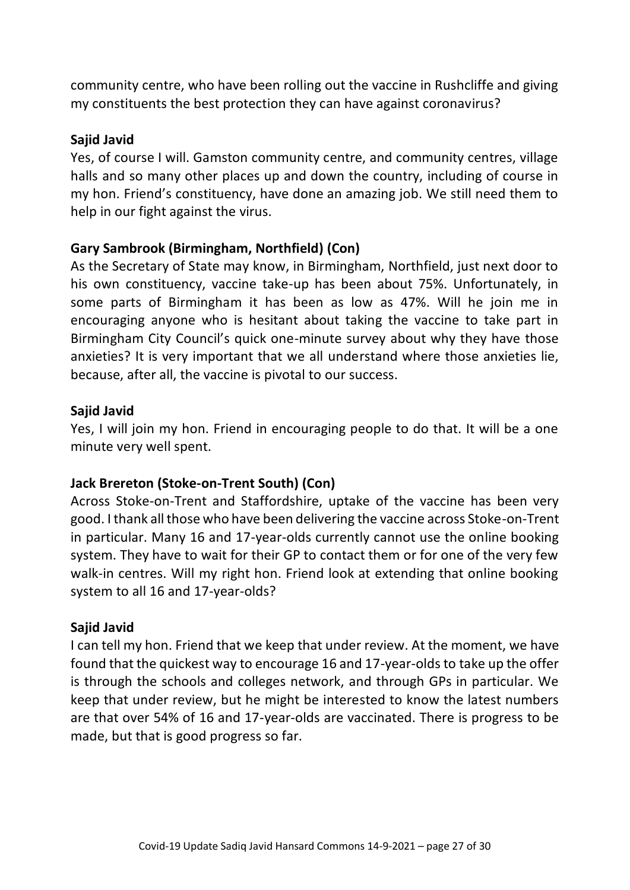community centre, who have been rolling out the vaccine in Rushcliffe and giving my constituents the best protection they can have against coronavirus?

**Sajid Javid**

Yes, of course I will. Gamston community centre, and community centres, village halls and so many other places up and down the country, including of course in my hon. Friend's constituency, have done an amazing job. We still need them to help in our fight against the virus.

**Gary Sambrook (Birmingham, Northfield) (Con)**

As the Secretary of State may know, in Birmingham, Northfield, just next door to his own constituency, vaccine take-up has been about 75%. Unfortunately, in some parts of Birmingham it has been as low as 47%. Will he join me in encouraging anyone who is hesitant about taking the vaccine to take part in Birmingham City Council's quick one-minute survey about why they have those anxieties? It is very important that we all understand where those anxieties lie, because, after all, the vaccine is pivotal to our success.

**Sajid Javid**

Yes, I will join my hon. Friend in encouraging people to do that. It will be a one minute very well spent.

**Jack Brereton (Stoke-on-Trent South) (Con)**

Across Stoke-on-Trent and Staffordshire, uptake of the vaccine has been very good. I thank all those who have been delivering the vaccine across Stoke-on-Trent in particular. Many 16 and 17-year-olds currently cannot use the online booking system. They have to wait for their GP to contact them or for one of the very few walk-in centres. Will my right hon. Friend look at extending that online booking system to all 16 and 17-year-olds?

**Sajid Javid**

I can tell my hon. Friend that we keep that under review. At the moment, we have found that the quickest way to encourage 16 and 17-year-olds to take up the offer is through the schools and colleges network, and through GPs in particular. We keep that under review, but he might be interested to know the latest numbers are that over 54% of 16 and 17-year-olds are vaccinated. There is progress to be made, but that is good progress so far.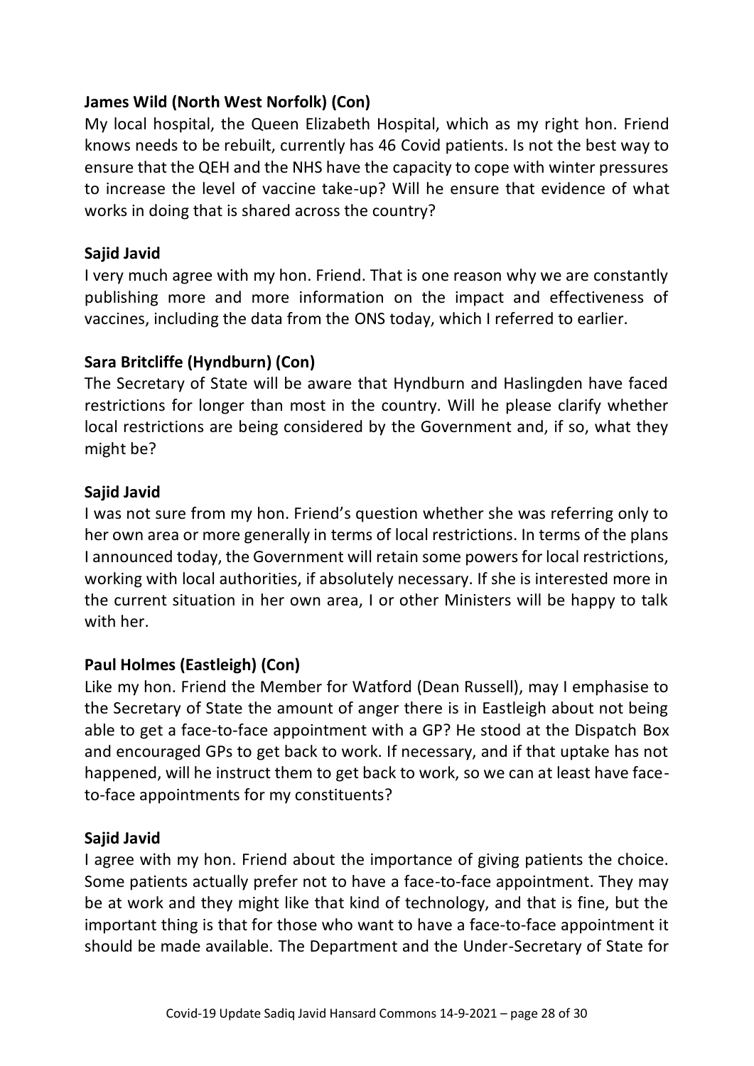**James Wild (North West Norfolk) (Con)**

My local hospital, the Queen Elizabeth Hospital, which as my right hon. Friend knows needs to be rebuilt, currently has 46 Covid patients. Is not the best way to ensure that the QEH and the NHS have the capacity to cope with winter pressures to increase the level of vaccine take-up? Will he ensure that evidence of what works in doing that is shared across the country?

**Sajid Javid**

I very much agree with my hon. Friend. That is one reason why we are constantly publishing more and more information on the impact and effectiveness of vaccines, including the data from the ONS today, which I referred to earlier.

**Sara Britcliffe (Hyndburn) (Con)**

The Secretary of State will be aware that Hyndburn and Haslingden have faced restrictions for longer than most in the country. Will he please clarify whether local restrictions are being considered by the Government and, if so, what they might be?

**Sajid Javid**

I was not sure from my hon. Friend's question whether she was referring only to her own area or more generally in terms of local restrictions. In terms of the plans I announced today, the Government will retain some powers for local restrictions, working with local authorities, if absolutely necessary. If she is interested more in the current situation in her own area, I or other Ministers will be happy to talk with her.

**Paul Holmes (Eastleigh) (Con)**

Like my hon. Friend the Member for Watford (Dean Russell), may I emphasise to the Secretary of State the amount of anger there is in Eastleigh about not being able to get a face-to-face appointment with a GP? He stood at the Dispatch Box and encouraged GPs to get back to work. If necessary, and if that uptake has not happened, will he instruct them to get back to work, so we can at least have face-to-face appointments for my constituents?

**Sajid Javid**

I agree with my hon. Friend about the importance of giving patients the choice. Some patients actually prefer not to have a face-to-face appointment. They may be at work and they might like that kind of technology, and that is fine, but the important thing is that for those who want to have a face-to-face appointment it should be made available. The Department and the Under-Secretary of State for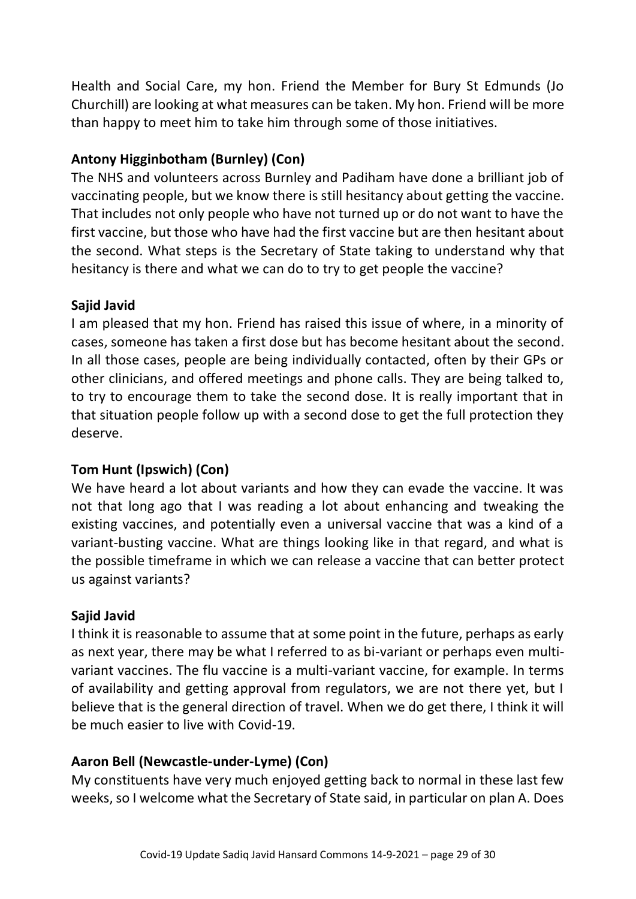Health and Social Care, my hon. Friend the Member for Bury St Edmunds (Jo Churchill) are looking at what measures can be taken. My hon. Friend will be more than happy to meet him to take him through some of those initiatives.

**Antony Higginbotham (Burnley) (Con)**

The NHS and volunteers across Burnley and Padiham have done a brilliant job of vaccinating people, but we know there is still hesitancy about getting the vaccine. That includes not only people who have not turned up or do not want to have the first vaccine, but those who have had the first vaccine but are then hesitant about the second. What steps is the Secretary of State taking to understand why that hesitancy is there and what we can do to try to get people the vaccine?

**Sajid Javid**

I am pleased that my hon. Friend has raised this issue of where, in a minority of cases, someone has taken a first dose but has become hesitant about the second. In all those cases, people are being individually contacted, often by their GPs or other clinicians, and offered meetings and phone calls. They are being talked to, to try to encourage them to take the second dose. It is really important that in that situation people follow up with a second dose to get the full protection they deserve.

**Tom Hunt (Ipswich) (Con)**

We have heard a lot about variants and how they can evade the vaccine. It was not that long ago that I was reading a lot about enhancing and tweaking the existing vaccines, and potentially even a universal vaccine that was a kind of a variant-busting vaccine. What are things looking like in that regard, and what is the possible timeframe in which we can release a vaccine that can better protect us against variants?

**Sajid Javid**

I think it is reasonable to assume that at some point in the future, perhaps as early as next year, there may be what I referred to as bi-variant or perhaps even multi-variant vaccines. The flu vaccine is a multi-variant vaccine, for example. In terms of availability and getting approval from regulators, we are not there yet, but I believe that is the general direction of travel. When we do get there, I think it will be much easier to live with Covid-19.

**Aaron Bell (Newcastle-under-Lyme) (Con)**

My constituents have very much enjoyed getting back to normal in these last few weeks, so I welcome what the Secretary of State said, in particular on plan A. Does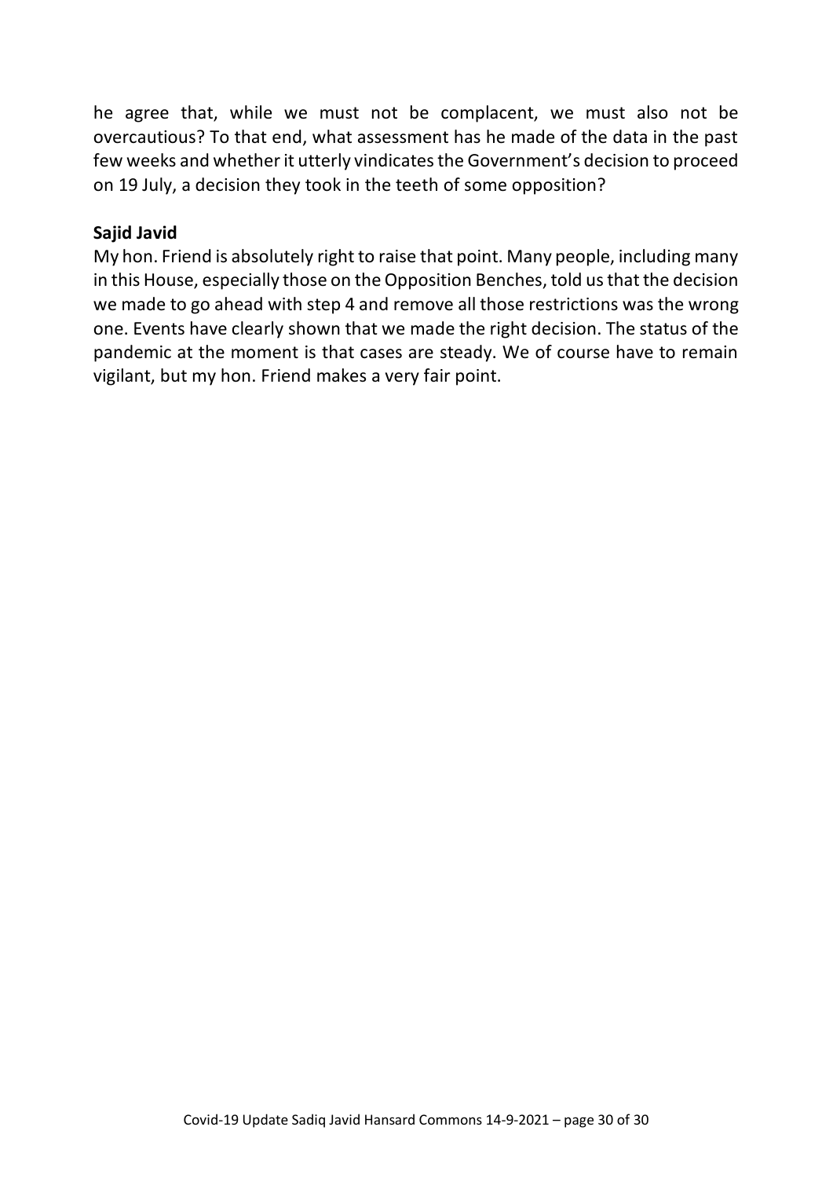he agree that, while we must not be complacent, we must also not be overcautious? To that end, what assessment has he made of the data in the past few weeks and whether it utterly vindicates the Government's decision to proceed on 19 July, a decision they took in the teeth of some opposition?

**Sajid Javid**

My hon. Friend is absolutely right to raise that point. Many people, including many in this House, especially those on the Opposition Benches, told us that the decision we made to go ahead with step 4 and remove all those restrictions was the wrong one. Events have clearly shown that we made the right decision. The status of the pandemic at the moment is that cases are steady. We of course have to remain vigilant, but my hon. Friend makes a very fair point.